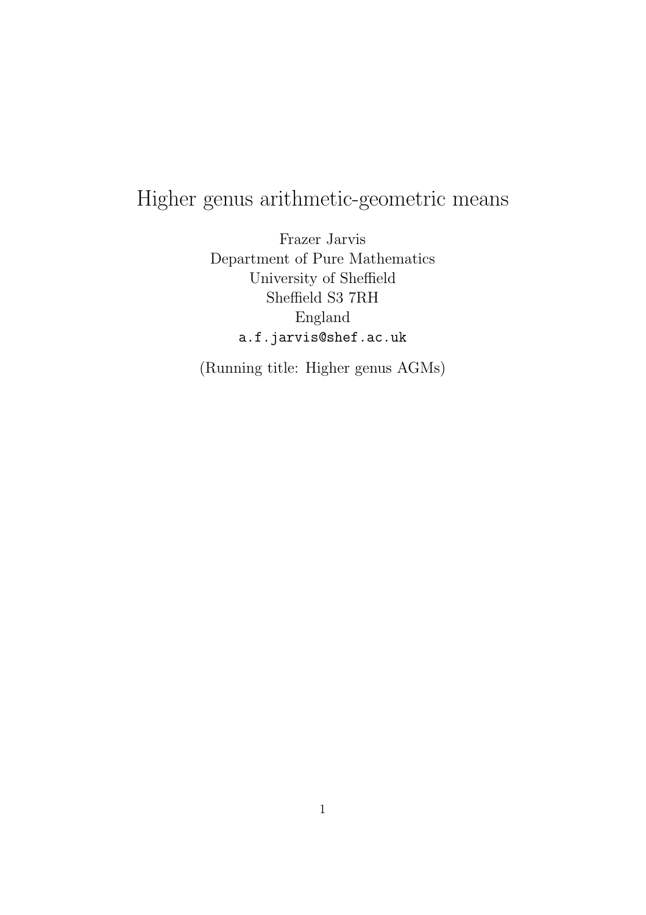# Higher genus arithmetic-geometric means

Frazer Jarvis
Department of Pure Mathematics
University of Sheffield
Sheffield S3 7RH
England
a.f.jarvis@shef.ac.uk

(Running title: Higher genus AGMs)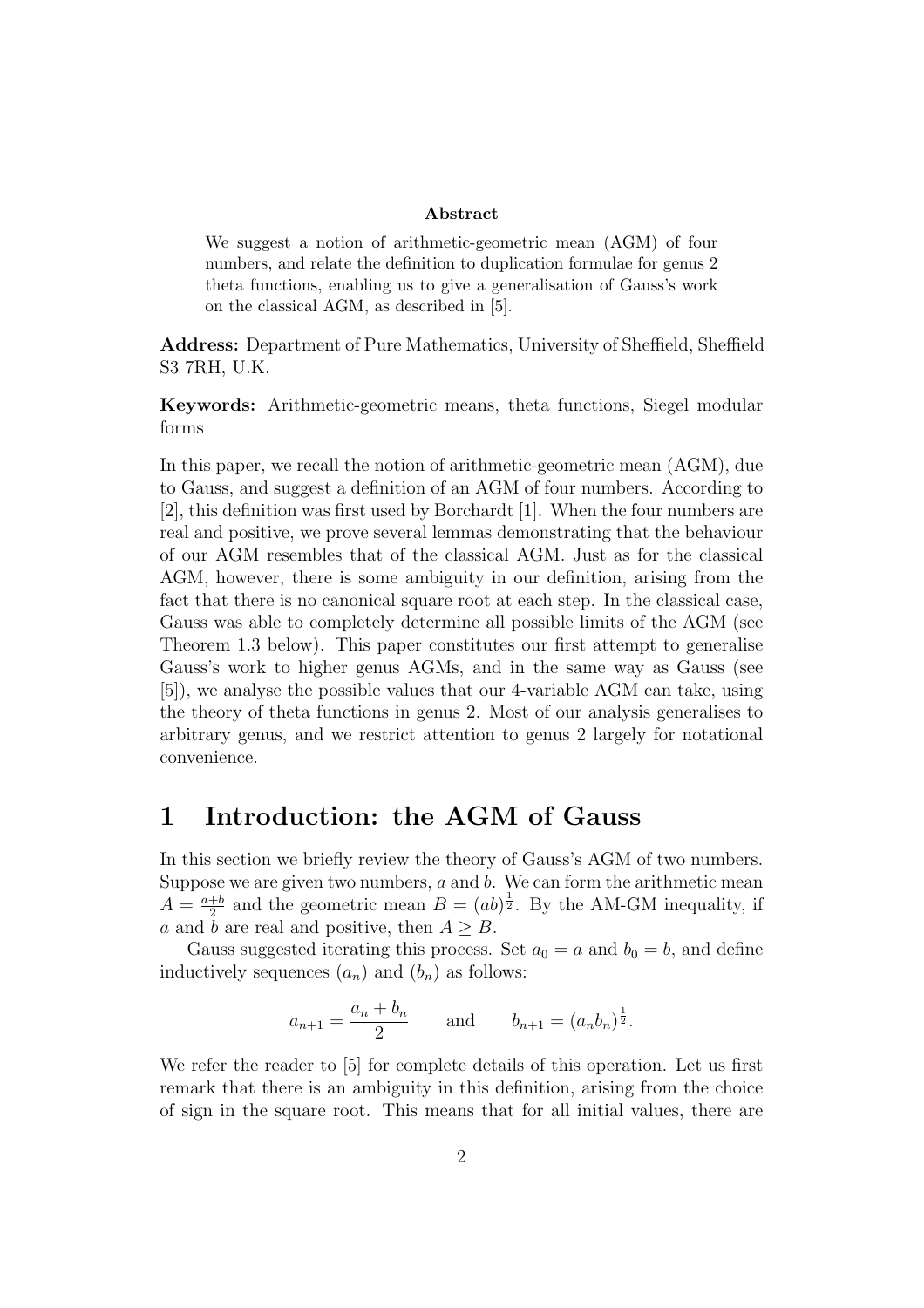**Abstract**

We suggest a notion of arithmetic-geometric mean (AGM) of four numbers, and relate the definition to duplication formulae for genus 2 theta functions, enabling us to give a generalisation of Gauss's work on the classical AGM, as described in [5].

**Address:** Department of Pure Mathematics, University of Sheffield, Sheffield S3 7RH, U.K.

**Keywords:** Arithmetic-geometric means, theta functions, Siegel modular forms

In this paper, we recall the notion of arithmetic-geometric mean (AGM), due to Gauss, and suggest a definition of an AGM of four numbers. According to [2], this definition was first used by Borchardt [1]. When the four numbers are real and positive, we prove several lemmas demonstrating that the behaviour of our AGM resembles that of the classical AGM. Just as for the classical AGM, however, there is some ambiguity in our definition, arising from the fact that there is no canonical square root at each step. In the classical case, Gauss was able to completely determine all possible limits of the AGM (see Theorem 1.3 below). This paper constitutes our first attempt to generalise Gauss's work to higher genus AGMs, and in the same way as Gauss (see [5]), we analyse the possible values that our 4-variable AGM can take, using the theory of theta functions in genus 2. Most of our analysis generalises to arbitrary genus, and we restrict attention to genus 2 largely for notational convenience.

# 1 Introduction: the AGM of Gauss

In this section we briefly review the theory of Gauss's AGM of two numbers. Suppose we are given two numbers, $a$ and $b$. We can form the arithmetic mean $A = \frac{a+b}{2}$ and the geometric mean $B = (ab)^{\frac{1}{2}}$. By the AM-GM inequality, if $a$ and $b$ are real and positive, then $A \geq B$.

Gauss suggested iterating this process. Set $a_0 = a$ and $b_0 = b$, and define inductively sequences $(a_n)$ and $(b_n)$ as follows:

$$a_{n+1} = \frac{a_n + b_n}{2} \qquad \text{and} \qquad b_{n+1} = (a_n b_n)^{\frac{1}{2}}.$$

We refer the reader to [5] for complete details of this operation. Let us first remark that there is an ambiguity in this definition, arising from the choice of sign in the square root. This means that for all initial values, there are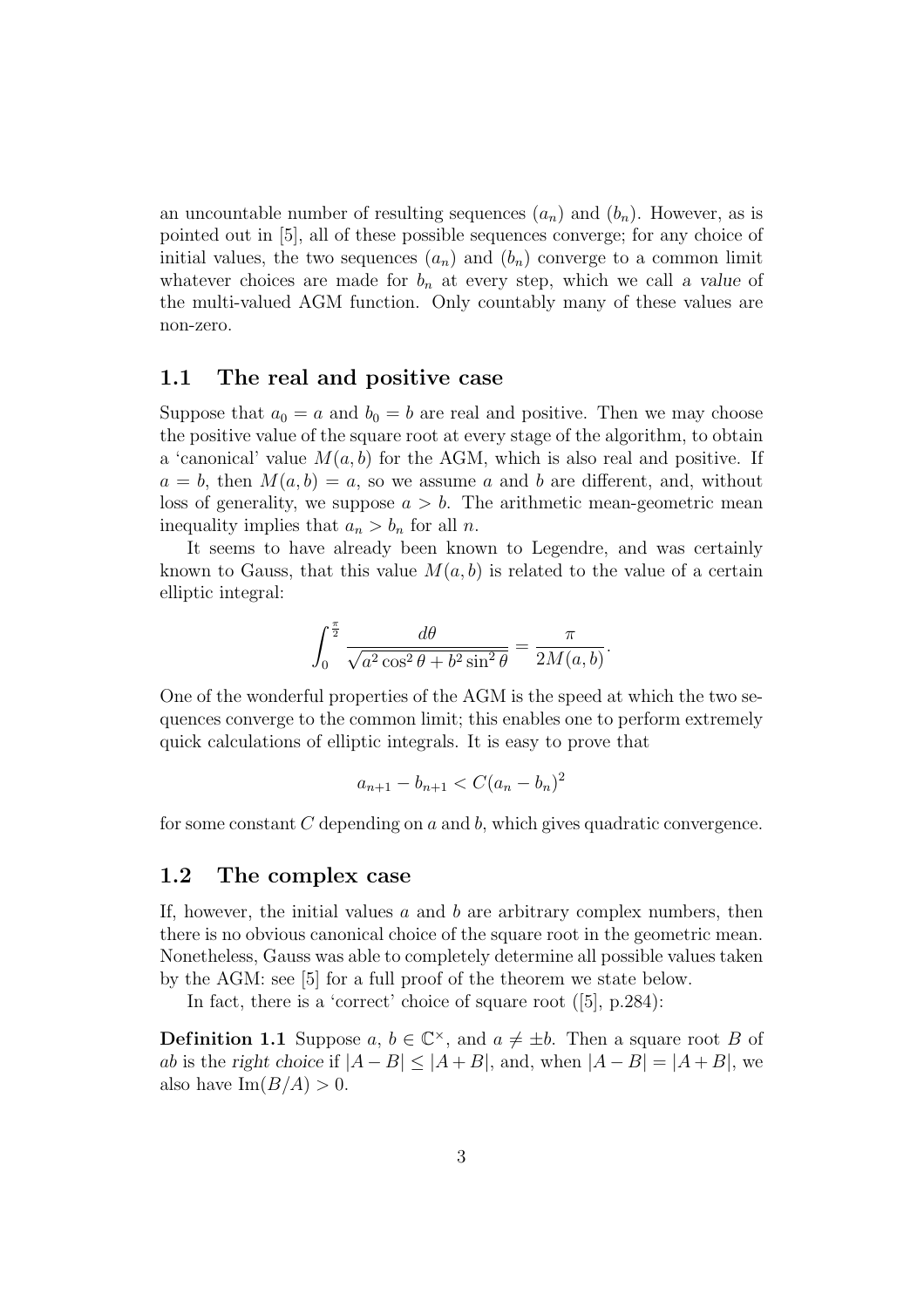an uncountable number of resulting sequences $(a_n)$ and $(b_n)$. However, as is pointed out in [5], all of these possible sequences converge; for any choice of initial values, the two sequences $(a_n)$ and $(b_n)$ converge to a common limit whatever choices are made for $b_n$ at every step, which we call *a value* of the multi-valued AGM function. Only countably many of these values are non-zero.

## 1.1 The real and positive case

Suppose that $a_0 = a$ and $b_0 = b$ are real and positive. Then we may choose the positive value of the square root at every stage of the algorithm, to obtain a 'canonical' value $M(a, b)$ for the AGM, which is also real and positive. If $a = b$, then $M(a, b) = a$, so we assume $a$ and $b$ are different, and, without loss of generality, we suppose $a > b$. The arithmetic mean-geometric mean inequality implies that $a_n > b_n$ for all $n$.

It seems to have already been known to Legendre, and was certainly known to Gauss, that this value $M(a, b)$ is related to the value of a certain elliptic integral:

$$\int_0^{\frac{\pi}{2}} \frac{d\theta}{\sqrt{a^2 \cos^2 \theta + b^2 \sin^2 \theta}} = \frac{\pi}{2M(a, b)}.$$

One of the wonderful properties of the AGM is the speed at which the two sequences converge to the common limit; this enables one to perform extremely quick calculations of elliptic integrals. It is easy to prove that

$$a_{n+1} - b_{n+1} < C(a_n - b_n)^2$$

for some constant $C$ depending on $a$ and $b$, which gives quadratic convergence.

## 1.2 The complex case

If, however, the initial values $a$ and $b$ are arbitrary complex numbers, then there is no obvious canonical choice of the square root in the geometric mean. Nonetheless, Gauss was able to completely determine all possible values taken by the AGM: see [5] for a full proof of the theorem we state below.

In fact, there is a 'correct' choice of square root ([5], p.284):

**Definition 1.1** Suppose $a, b \in \mathbb{C}^\times$, and $a \neq \pm b$. Then a square root $B$ of $ab$ is the *right choice* if $|A - B| \leq |A + B|$, and, when $|A - B| = |A + B|$, we also have $\mathrm{Im}(B/A) > 0$.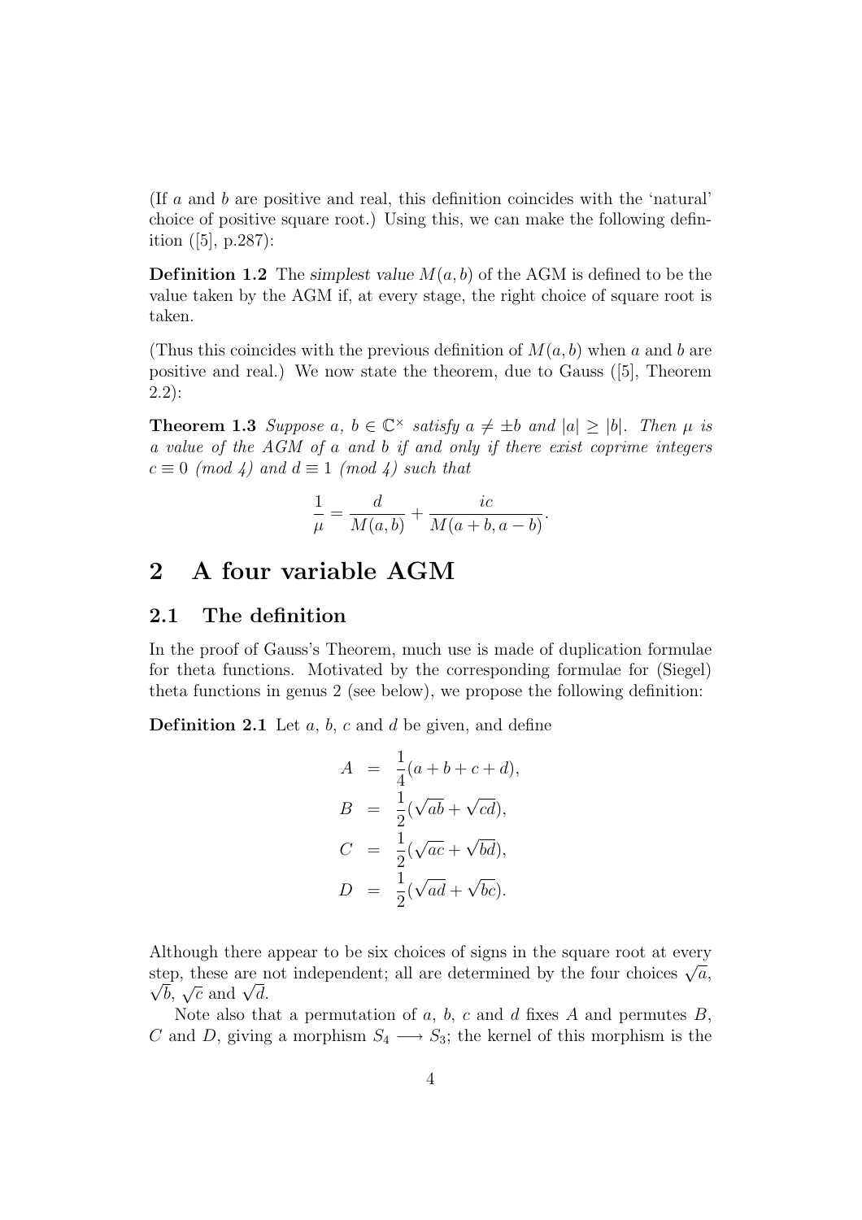(If $a$ and $b$ are positive and real, this definition coincides with the 'natural' choice of positive square root.) Using this, we can make the following definition ([5], p.287):

**Definition 1.2** The *simplest value* $M(a,b)$ of the AGM is defined to be the value taken by the AGM if, at every stage, the right choice of square root is taken.

(Thus this coincides with the previous definition of $M(a,b)$ when $a$ and $b$ are positive and real.) We now state the theorem, due to Gauss ([5], Theorem 2.2):

**Theorem 1.3** *Suppose $a$, $b \in \mathbb{C}^\times$ satisfy $a \neq \pm b$ and $|a| \geq |b|$. Then $\mu$ is a value of the AGM of $a$ and $b$ if and only if there exist coprime integers $c \equiv 0 \pmod 4$ and $d \equiv 1 \pmod 4$ such that*

$$\frac{1}{\mu} = \frac{d}{M(a,b)} + \frac{ic}{M(a+b, a-b)}.$$

# 2 A four variable AGM

## 2.1 The definition

In the proof of Gauss's Theorem, much use is made of duplication formulae for theta functions. Motivated by the corresponding formulae for (Siegel) theta functions in genus 2 (see below), we propose the following definition:

**Definition 2.1** Let $a$, $b$, $c$ and $d$ be given, and define

$$\begin{aligned}
A &= \frac{1}{4}(a+b+c+d), \\
B &= \frac{1}{2}(\sqrt{ab} + \sqrt{cd}), \\
C &= \frac{1}{2}(\sqrt{ac} + \sqrt{bd}), \\
D &= \frac{1}{2}(\sqrt{ad} + \sqrt{bc}).
\end{aligned}$$

Although there appear to be six choices of signs in the square root at every step, these are not independent; all are determined by the four choices $\sqrt{a}$, $\sqrt{b}$, $\sqrt{c}$ and $\sqrt{d}$.

Note also that a permutation of $a$, $b$, $c$ and $d$ fixes $A$ and permutes $B$, $C$ and $D$, giving a morphism $S_4 \longrightarrow S_3$; the kernel of this morphism is the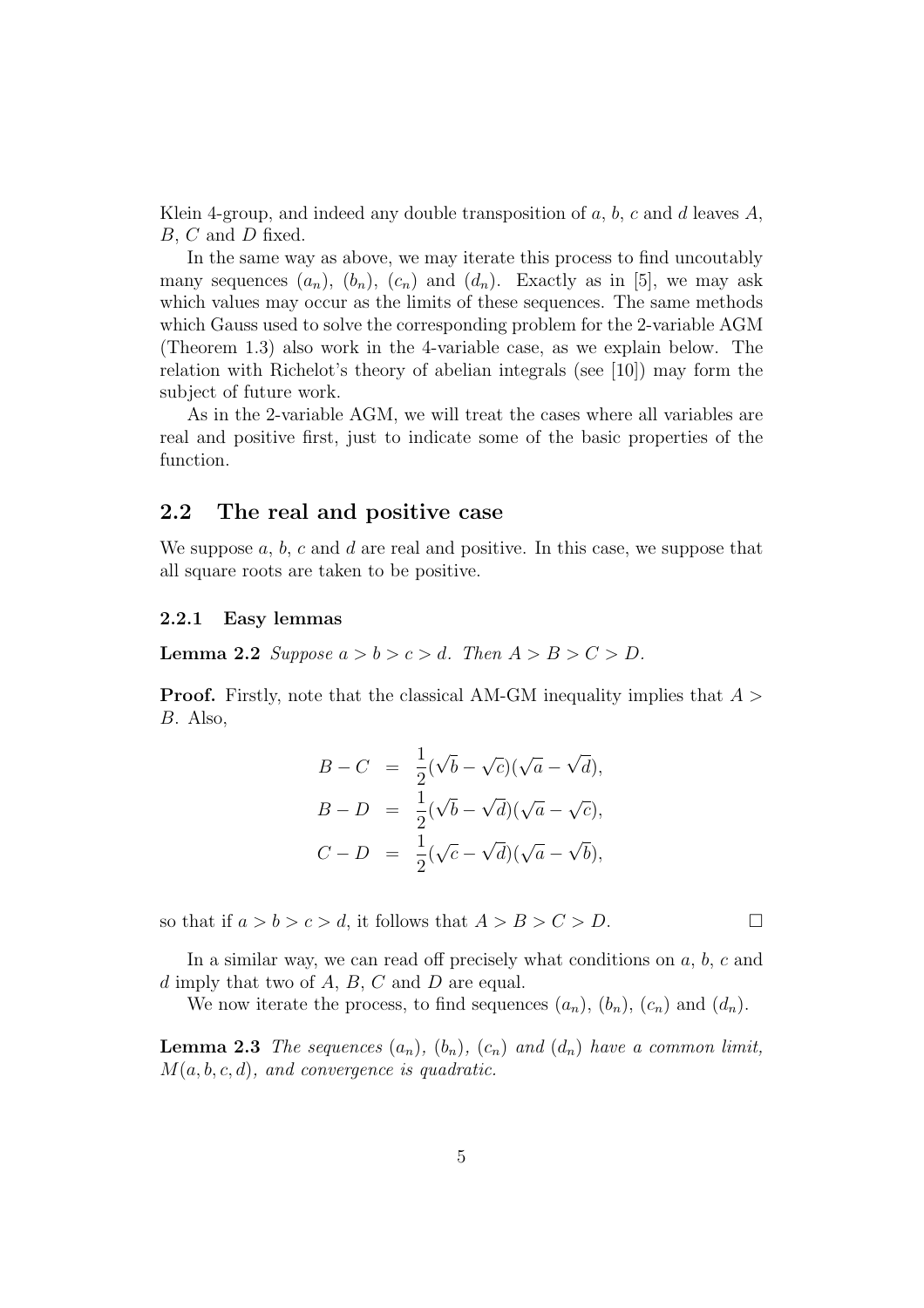Klein 4-group, and indeed any double transposition of $a$, $b$, $c$ and $d$ leaves $A$, $B$, $C$ and $D$ fixed.

In the same way as above, we may iterate this process to find uncoutably many sequences $(a_n)$, $(b_n)$, $(c_n)$ and $(d_n)$. Exactly as in [5], we may ask which values may occur as the limits of these sequences. The same methods which Gauss used to solve the corresponding problem for the 2-variable AGM (Theorem 1.3) also work in the 4-variable case, as we explain below. The relation with Richelot's theory of abelian integrals (see [10]) may form the subject of future work.

As in the 2-variable AGM, we will treat the cases where all variables are real and positive first, just to indicate some of the basic properties of the function.

## 2.2 The real and positive case

We suppose $a$, $b$, $c$ and $d$ are real and positive. In this case, we suppose that all square roots are taken to be positive.

### 2.2.1 Easy lemmas

**Lemma 2.2** *Suppose $a > b > c > d$. Then $A > B > C > D$.*

**Proof.** Firstly, note that the classical AM-GM inequality implies that $A > B$. Also,

$$
\begin{aligned}
B - C &= \frac{1}{2}(\sqrt{b} - \sqrt{c})(\sqrt{a} - \sqrt{d}), \\
B - D &= \frac{1}{2}(\sqrt{b} - \sqrt{d})(\sqrt{a} - \sqrt{c}), \\
C - D &= \frac{1}{2}(\sqrt{c} - \sqrt{d})(\sqrt{a} - \sqrt{b}),
\end{aligned}
$$

so that if $a > b > c > d$, it follows that $A > B > C > D$. □

In a similar way, we can read off precisely what conditions on $a$, $b$, $c$ and $d$ imply that two of $A$, $B$, $C$ and $D$ are equal.

We now iterate the process, to find sequences $(a_n)$, $(b_n)$, $(c_n)$ and $(d_n)$.

**Lemma 2.3** *The sequences $(a_n)$, $(b_n)$, $(c_n)$ and $(d_n)$ have a common limit, $M(a, b, c, d)$, and convergence is quadratic.*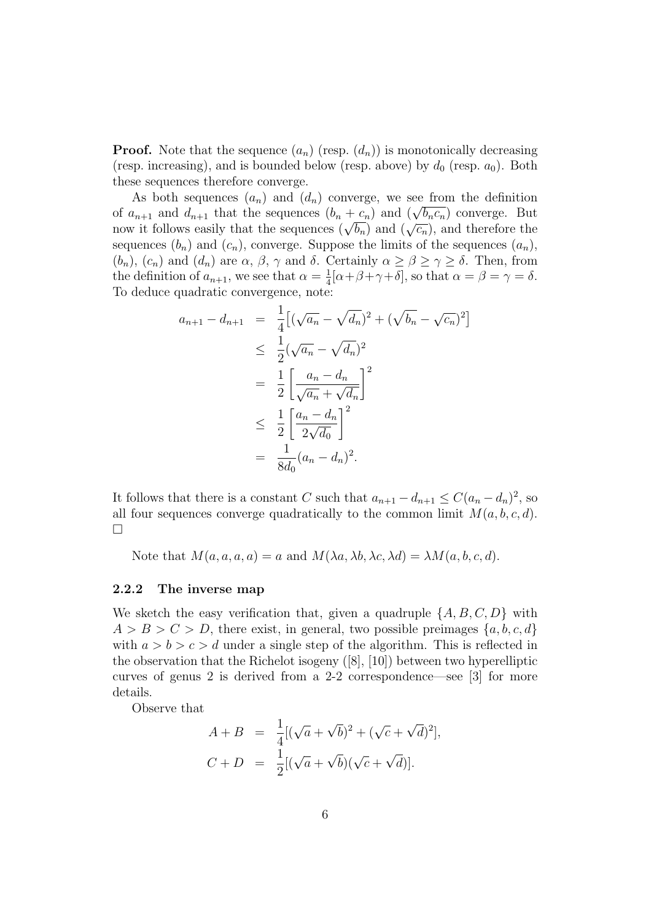**Proof.** Note that the sequence $(a_n)$ (resp. $(d_n)$) is monotonically decreasing (resp. increasing), and is bounded below (resp. above) by $d_0$ (resp. $a_0$). Both these sequences therefore converge.

As both sequences $(a_n)$ and $(d_n)$ converge, we see from the definition of $a_{n+1}$ and $d_{n+1}$ that the sequences $(b_n + c_n)$ and $(\sqrt{b_n c_n})$ converge. But now it follows easily that the sequences $(\sqrt{b_n})$ and $(\sqrt{c_n})$, and therefore the sequences $(b_n)$ and $(c_n)$, converge. Suppose the limits of the sequences $(a_n)$, $(b_n)$, $(c_n)$ and $(d_n)$ are $\alpha$, $\beta$, $\gamma$ and $\delta$. Certainly $\alpha \geq \beta \geq \gamma \geq \delta$. Then, from the definition of $a_{n+1}$, we see that $\alpha = \frac{1}{4}[\alpha+\beta+\gamma+\delta]$, so that $\alpha = \beta = \gamma = \delta$. To deduce quadratic convergence, note:

$$
\begin{aligned}
a_{n+1} - d_{n+1} &= \frac{1}{4}\big[(\sqrt{a_n} - \sqrt{d_n})^2 + (\sqrt{b_n} - \sqrt{c_n})^2\big] \\
&\leq \frac{1}{2}(\sqrt{a_n} - \sqrt{d_n})^2 \\
&= \frac{1}{2}\left[\frac{a_n - d_n}{\sqrt{a_n} + \sqrt{d_n}}\right]^2 \\
&\leq \frac{1}{2}\left[\frac{a_n - d_n}{2\sqrt{d_0}}\right]^2 \\
&= \frac{1}{8d_0}(a_n - d_n)^2.
\end{aligned}
$$

It follows that there is a constant $C$ such that $a_{n+1} - d_{n+1} \leq C(a_n - d_n)^2$, so all four sequences converge quadratically to the common limit $M(a, b, c, d)$. $\square$

Note that $M(a, a, a, a) = a$ and $M(\lambda a, \lambda b, \lambda c, \lambda d) = \lambda M(a, b, c, d)$.

### 2.2.2 The inverse map

We sketch the easy verification that, given a quadruple $\{A, B, C, D\}$ with $A > B > C > D$, there exist, in general, two possible preimages $\{a, b, c, d\}$ with $a > b > c > d$ under a single step of the algorithm. This is reflected in the observation that the Richelot isogeny ([8], [10]) between two hyperelliptic curves of genus 2 is derived from a 2-2 correspondence—see [3] for more details.

Observe that

$$
\begin{aligned}
A + B &= \frac{1}{4}[(\sqrt{a} + \sqrt{b})^2 + (\sqrt{c} + \sqrt{d})^2], \\
C + D &= \frac{1}{2}[(\sqrt{a} + \sqrt{b})(\sqrt{c} + \sqrt{d})].
\end{aligned}
$$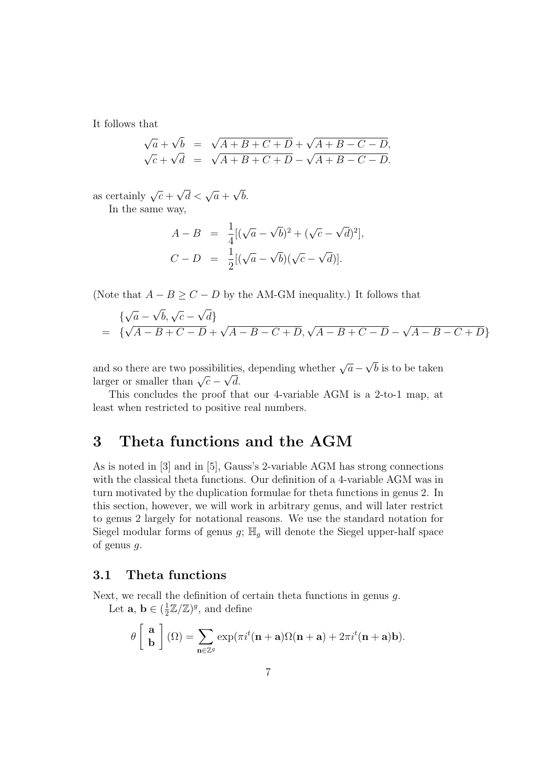It follows that

$$
\begin{aligned}
\sqrt{a}+\sqrt{b} &= \sqrt{A+B+C+D}+\sqrt{A+B-C-D}, \\
\sqrt{c}+\sqrt{d} &= \sqrt{A+B+C+D}-\sqrt{A+B-C-D}.
\end{aligned}
$$

as certainly $\sqrt{c}+\sqrt{d} < \sqrt{a}+\sqrt{b}$.

In the same way,

$$
\begin{aligned}
A-B &= \frac{1}{4}[(\sqrt{a}-\sqrt{b})^2+(\sqrt{c}-\sqrt{d})^2], \\
C-D &= \frac{1}{2}[(\sqrt{a}-\sqrt{b})(\sqrt{c}-\sqrt{d})].
\end{aligned}
$$

(Note that $A-B \geq C-D$ by the AM-GM inequality.) It follows that

$$
\begin{aligned}
& \{\sqrt{a}-\sqrt{b}, \sqrt{c}-\sqrt{d}\} \\
= \; & \{\sqrt{A-B+C-D}+\sqrt{A-B-C+D}, \sqrt{A-B+C-D}-\sqrt{A-B-C+D}\}
\end{aligned}
$$

and so there are two possibilities, depending whether $\sqrt{a}-\sqrt{b}$ is to be taken larger or smaller than $\sqrt{c}-\sqrt{d}$.

This concludes the proof that our 4-variable AGM is a 2-to-1 map, at least when restricted to positive real numbers.

# 3 Theta functions and the AGM

As is noted in [3] and in [5], Gauss's 2-variable AGM has strong connections with the classical theta functions. Our definition of a 4-variable AGM was in turn motivated by the duplication formulae for theta functions in genus 2. In this section, however, we will work in arbitrary genus, and will later restrict to genus 2 largely for notational reasons. We use the standard notation for Siegel modular forms of genus $g$; $\mathbb{H}_g$ will denote the Siegel upper-half space of genus $g$.

## 3.1 Theta functions

Next, we recall the definition of certain theta functions in genus $g$.

Let $\mathbf{a}$, $\mathbf{b} \in (\frac{1}{2}\mathbb{Z}/\mathbb{Z})^g$, and define

$$
\theta\left[\begin{array}{c}\mathbf{a}\\ \mathbf{b}\end{array}\right](\Omega) = \sum_{\mathbf{n}\in\mathbb{Z}^g} \exp(\pi i^t(\mathbf{n}+\mathbf{a})\Omega(\mathbf{n}+\mathbf{a}) + 2\pi i^t(\mathbf{n}+\mathbf{a})\mathbf{b}).
$$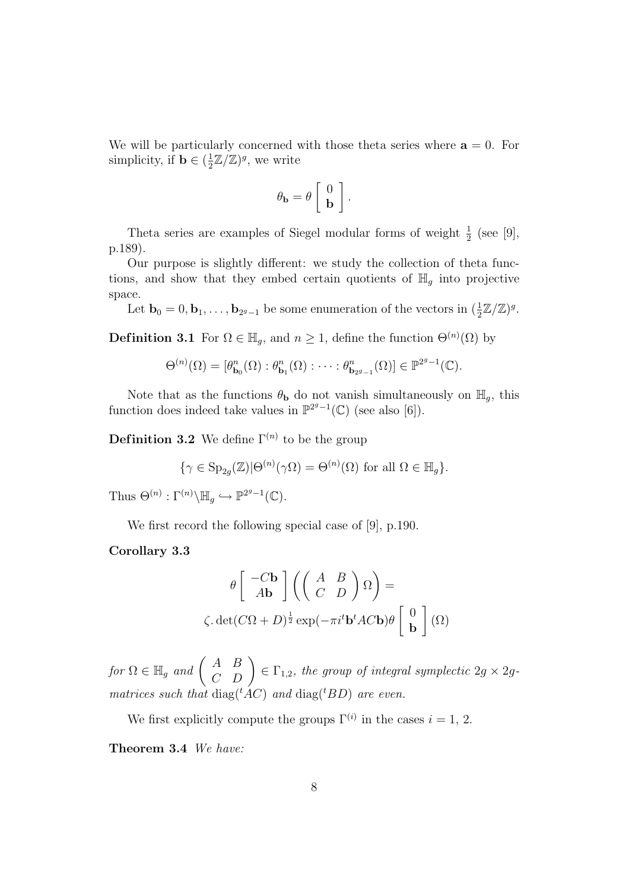We will be particularly concerned with those theta series where $\mathbf{a} = 0$. For simplicity, if $\mathbf{b} \in (\frac{1}{2}\mathbb{Z}/\mathbb{Z})^g$, we write

$$\theta_{\mathbf{b}} = \theta \left[ \begin{array}{c} 0 \\ \mathbf{b} \end{array} \right].$$

Theta series are examples of Siegel modular forms of weight $\frac{1}{2}$ (see [9], p.189).

Our purpose is slightly different: we study the collection of theta functions, and show that they embed certain quotients of $\mathbb{H}_g$ into projective space.

Let $\mathbf{b}_0 = 0, \mathbf{b}_1, \ldots, \mathbf{b}_{2^g-1}$ be some enumeration of the vectors in $(\frac{1}{2}\mathbb{Z}/\mathbb{Z})^g$.

**Definition 3.1** For $\Omega \in \mathbb{H}_g$, and $n \geq 1$, define the function $\Theta^{(n)}(\Omega)$ by

$$\Theta^{(n)}(\Omega) = [\theta^n_{\mathbf{b}_0}(\Omega) : \theta^n_{\mathbf{b}_1}(\Omega) : \cdots : \theta^n_{\mathbf{b}_{2^g-1}}(\Omega)] \in \mathbb{P}^{2^g-1}(\mathbb{C}).$$

Note that as the functions $\theta_{\mathbf{b}}$ do not vanish simultaneously on $\mathbb{H}_g$, this function does indeed take values in $\mathbb{P}^{2^g-1}(\mathbb{C})$ (see also [6]).

**Definition 3.2** We define $\Gamma^{(n)}$ to be the group

$$\{\gamma \in \mathrm{Sp}_{2g}(\mathbb{Z}) | \Theta^{(n)}(\gamma\Omega) = \Theta^{(n)}(\Omega) \text{ for all } \Omega \in \mathbb{H}_g\}.$$

Thus $\Theta^{(n)} : \Gamma^{(n)} \backslash \mathbb{H}_g \hookrightarrow \mathbb{P}^{2^g-1}(\mathbb{C})$.

We first record the following special case of [9], p.190.

**Corollary 3.3**

$$\theta \left[ \begin{array}{c} -C\mathbf{b} \\ A\mathbf{b} \end{array} \right] \left( \left( \begin{array}{cc} A & B \\ C & D \end{array} \right) \Omega \right) =$$
$$\zeta. \det(C\Omega + D)^{\frac{1}{2}} \exp(-\pi i^t\mathbf{b}^t AC\mathbf{b}) \theta \left[ \begin{array}{c} 0 \\ \mathbf{b} \end{array} \right] (\Omega)$$

*for* $\Omega \in \mathbb{H}_g$ *and* $\left( \begin{array}{cc} A & B \\ C & D \end{array} \right) \in \Gamma_{1,2}$*, the group of integral symplectic* $2g \times 2g$*-matrices such that* $\mathrm{diag}({}^tAC)$ *and* $\mathrm{diag}({}^tBD)$ *are even.*

We first explicitly compute the groups $\Gamma^{(i)}$ in the cases $i = 1, 2$.

**Theorem 3.4** *We have:*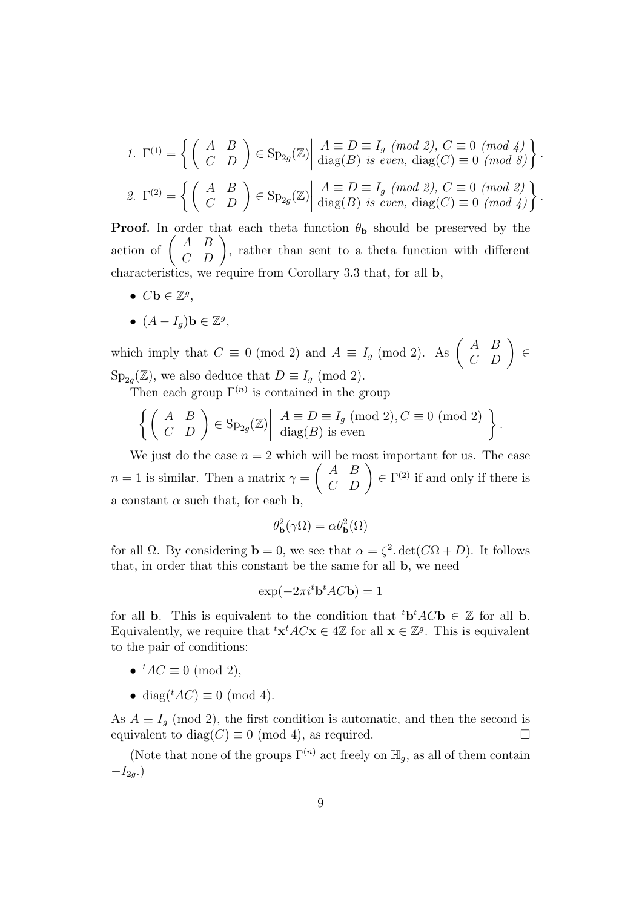1. $\Gamma^{(1)} = \left\{ \left( \begin{array}{cc} A & B \\ C & D \end{array} \right) \in \mathrm{Sp}_{2g}(\mathbb{Z}) \middle| \begin{array}{l} A \equiv D \equiv I_g \text{ (mod 2)}, C \equiv 0 \text{ (mod 4)} \\ \mathrm{diag}(B) \text{ is even, } \mathrm{diag}(C) \equiv 0 \text{ (mod 8)} \end{array} \right\}$.

2. $\Gamma^{(2)} = \left\{ \left( \begin{array}{cc} A & B \\ C & D \end{array} \right) \in \mathrm{Sp}_{2g}(\mathbb{Z}) \middle| \begin{array}{l} A \equiv D \equiv I_g \text{ (mod 2)}, C \equiv 0 \text{ (mod 2)} \\ \mathrm{diag}(B) \text{ is even, } \mathrm{diag}(C) \equiv 0 \text{ (mod 4)} \end{array} \right\}$.

**Proof.** In order that each theta function $\theta_{\mathbf{b}}$ should be preserved by the action of $\left( \begin{array}{cc} A & B \\ C & D \end{array} \right)$, rather than sent to a theta function with different characteristics, we require from Corollary 3.3 that, for all $\mathbf{b}$,

- $C\mathbf{b} \in \mathbb{Z}^g$,
- $(A - I_g)\mathbf{b} \in \mathbb{Z}^g$,

which imply that $C \equiv 0 \pmod 2$ and $A \equiv I_g \pmod 2$. As $\left( \begin{array}{cc} A & B \\ C & D \end{array} \right) \in \mathrm{Sp}_{2g}(\mathbb{Z})$, we also deduce that $D \equiv I_g \pmod 2$.

Then each group $\Gamma^{(n)}$ is contained in the group

$$\left\{ \left( \begin{array}{cc} A & B \\ C & D \end{array} \right) \in \mathrm{Sp}_{2g}(\mathbb{Z}) \middle| \begin{array}{l} A \equiv D \equiv I_g \text{ (mod 2)}, C \equiv 0 \text{ (mod 2)} \\ \mathrm{diag}(B) \text{ is even} \end{array} \right\}.$$

We just do the case $n = 2$ which will be most important for us. The case $n = 1$ is similar. Then a matrix $\gamma = \left( \begin{array}{cc} A & B \\ C & D \end{array} \right) \in \Gamma^{(2)}$ if and only if there is a constant $\alpha$ such that, for each $\mathbf{b}$,

$$\theta_{\mathbf{b}}^2(\gamma\Omega) = \alpha\theta_{\mathbf{b}}^2(\Omega)$$

for all $\Omega$. By considering $\mathbf{b} = 0$, we see that $\alpha = \zeta^2 . \det(C\Omega + D)$. It follows that, in order that this constant be the same for all $\mathbf{b}$, we need

$$\exp(-2\pi i^t\mathbf{b}^t AC\mathbf{b}) = 1$$

for all $\mathbf{b}$. This is equivalent to the condition that ${}^t\mathbf{b}^t AC\mathbf{b} \in \mathbb{Z}$ for all $\mathbf{b}$. Equivalently, we require that ${}^t\mathbf{x}^t AC\mathbf{x} \in 4\mathbb{Z}$ for all $\mathbf{x} \in \mathbb{Z}^g$. This is equivalent to the pair of conditions:

- ${}^tAC \equiv 0 \pmod 2$,
- $\mathrm{diag}({}^tAC) \equiv 0 \pmod 4$.

As $A \equiv I_g \pmod 2$, the first condition is automatic, and then the second is equivalent to $\mathrm{diag}(C) \equiv 0 \pmod 4$, as required. $\square$

(Note that none of the groups $\Gamma^{(n)}$ act freely on $\mathbb{H}_g$, as all of them contain $-I_{2g}$.)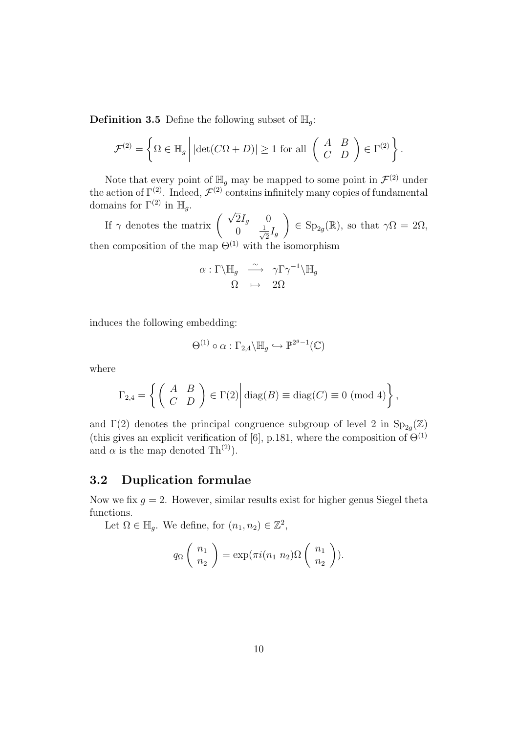**Definition 3.5** Define the following subset of $\mathbb{H}_g$:

$$\mathcal{F}^{(2)} = \left\{ \Omega \in \mathbb{H}_g \,\middle|\, |\det(C\Omega + D)| \geq 1 \text{ for all } \begin{pmatrix} A & B \\ C & D \end{pmatrix} \in \Gamma^{(2)} \right\}.$$

Note that every point of $\mathbb{H}_g$ may be mapped to some point in $\mathcal{F}^{(2)}$ under the action of $\Gamma^{(2)}$. Indeed, $\mathcal{F}^{(2)}$ contains infinitely many copies of fundamental domains for $\Gamma^{(2)}$ in $\mathbb{H}_g$.

If $\gamma$ denotes the matrix $\begin{pmatrix} \sqrt{2}I_g & 0 \\ 0 & \frac{1}{\sqrt{2}}I_g \end{pmatrix} \in \mathrm{Sp}_{2g}(\mathbb{R})$, so that $\gamma\Omega = 2\Omega$, then composition of the map $\Theta^{(1)}$ with the isomorphism

$$\begin{array}{rccc} \alpha : & \Gamma\backslash\mathbb{H}_g & \xrightarrow{\sim} & \gamma\Gamma\gamma^{-1}\backslash\mathbb{H}_g \\ & \Omega & \mapsto & 2\Omega \end{array}$$

induces the following embedding:

$$\Theta^{(1)} \circ \alpha : \Gamma_{2,4}\backslash\mathbb{H}_g \hookrightarrow \mathbb{P}^{2^g-1}(\mathbb{C})$$

where

$$\Gamma_{2,4} = \left\{ \begin{pmatrix} A & B \\ C & D \end{pmatrix} \in \Gamma(2) \,\middle|\, \mathrm{diag}(B) \equiv \mathrm{diag}(C) \equiv 0 \pmod 4 \right\},$$

and $\Gamma(2)$ denotes the principal congruence subgroup of level 2 in $\mathrm{Sp}_{2g}(\mathbb{Z})$ (this gives an explicit verification of [6], p.181, where the composition of $\Theta^{(1)}$ and $\alpha$ is the map denoted $\mathrm{Th}^{(2)}$).

## 3.2 Duplication formulae

Now we fix $g = 2$. However, similar results exist for higher genus Siegel theta functions.

Let $\Omega \in \mathbb{H}_g$. We define, for $(n_1, n_2) \in \mathbb{Z}^2$,

$$q_\Omega \begin{pmatrix} n_1 \\ n_2 \end{pmatrix} = \exp(\pi i (n_1 \ n_2) \Omega \begin{pmatrix} n_1 \\ n_2 \end{pmatrix}).$$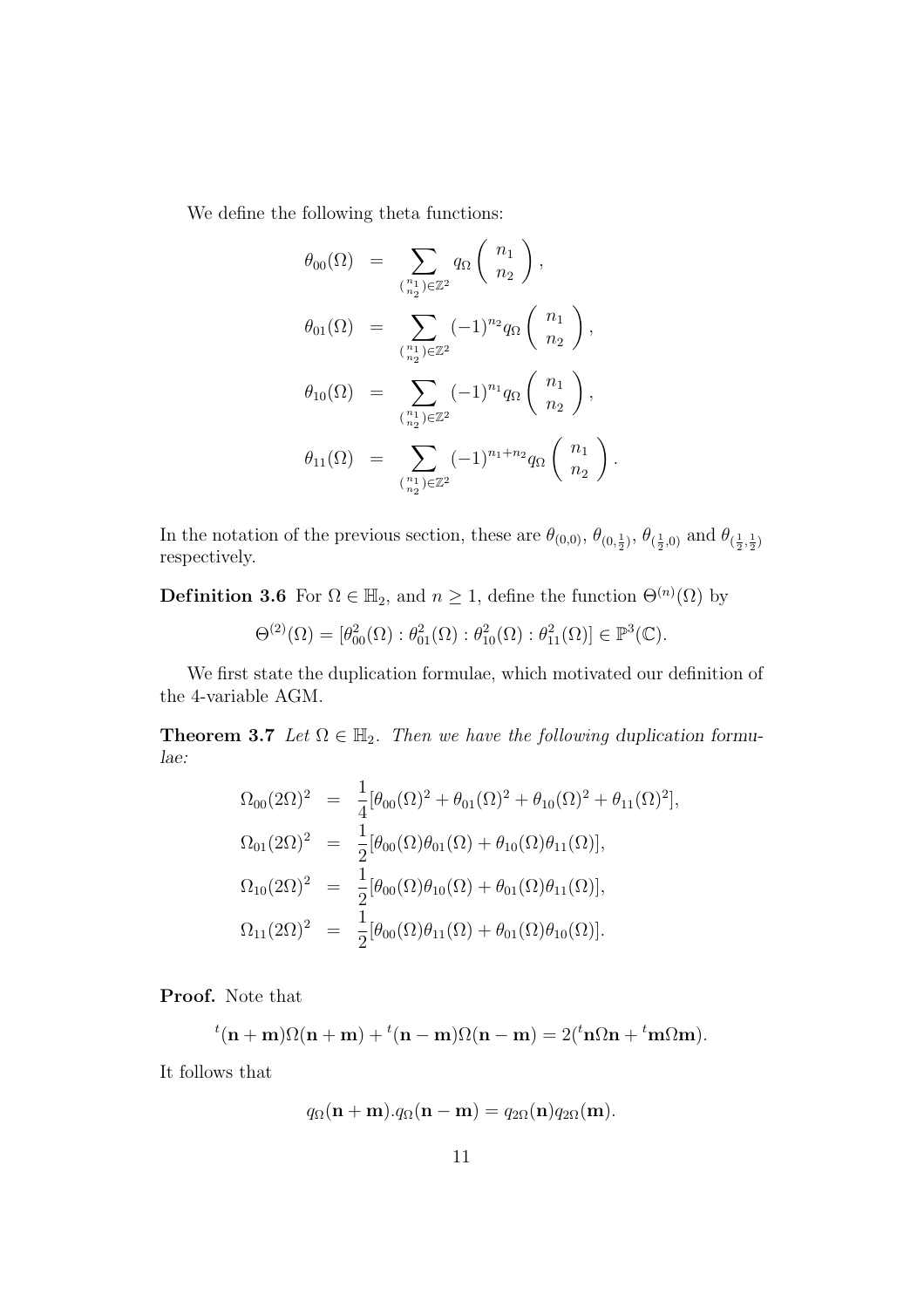We define the following theta functions:

$$
\begin{aligned}
\theta_{00}(\Omega) &= \sum_{\binom{n_1}{n_2}\in\mathbb{Z}^2} q_\Omega\begin{pmatrix} n_1 \\ n_2 \end{pmatrix}, \\
\theta_{01}(\Omega) &= \sum_{\binom{n_1}{n_2}\in\mathbb{Z}^2} (-1)^{n_2} q_\Omega\begin{pmatrix} n_1 \\ n_2 \end{pmatrix}, \\
\theta_{10}(\Omega) &= \sum_{\binom{n_1}{n_2}\in\mathbb{Z}^2} (-1)^{n_1} q_\Omega\begin{pmatrix} n_1 \\ n_2 \end{pmatrix}, \\
\theta_{11}(\Omega) &= \sum_{\binom{n_1}{n_2}\in\mathbb{Z}^2} (-1)^{n_1+n_2} q_\Omega\begin{pmatrix} n_1 \\ n_2 \end{pmatrix}.
\end{aligned}
$$

In the notation of the previous section, these are $\theta_{(0,0)}$, $\theta_{(0,\frac{1}{2})}$, $\theta_{(\frac{1}{2},0)}$ and $\theta_{(\frac{1}{2},\frac{1}{2})}$ respectively.

**Definition 3.6** For $\Omega \in \mathbb{H}_2$, and $n \geq 1$, define the function $\Theta^{(n)}(\Omega)$ by

$$
\Theta^{(2)}(\Omega) = [\theta_{00}^2(\Omega) : \theta_{01}^2(\Omega) : \theta_{10}^2(\Omega) : \theta_{11}^2(\Omega)] \in \mathbb{P}^3(\mathbb{C}).
$$

We first state the duplication formulae, which motivated our definition of the 4-variable AGM.

**Theorem 3.7** *Let $\Omega \in \mathbb{H}_2$. Then we have the following duplication formulae:*

$$
\begin{aligned}
\Omega_{00}(2\Omega)^2 &= \frac{1}{4}[\theta_{00}(\Omega)^2 + \theta_{01}(\Omega)^2 + \theta_{10}(\Omega)^2 + \theta_{11}(\Omega)^2], \\
\Omega_{01}(2\Omega)^2 &= \frac{1}{2}[\theta_{00}(\Omega)\theta_{01}(\Omega) + \theta_{10}(\Omega)\theta_{11}(\Omega)], \\
\Omega_{10}(2\Omega)^2 &= \frac{1}{2}[\theta_{00}(\Omega)\theta_{10}(\Omega) + \theta_{01}(\Omega)\theta_{11}(\Omega)], \\
\Omega_{11}(2\Omega)^2 &= \frac{1}{2}[\theta_{00}(\Omega)\theta_{11}(\Omega) + \theta_{01}(\Omega)\theta_{10}(\Omega)].
\end{aligned}
$$

**Proof.** Note that

$$
{}^t(\mathbf{n}+\mathbf{m})\Omega(\mathbf{n}+\mathbf{m}) + {}^t(\mathbf{n}-\mathbf{m})\Omega(\mathbf{n}-\mathbf{m}) = 2({}^t\mathbf{n}\Omega\mathbf{n} + {}^t\mathbf{m}\Omega\mathbf{m}).
$$

It follows that

$$
q_\Omega(\mathbf{n}+\mathbf{m}).q_\Omega(\mathbf{n}-\mathbf{m}) = q_{2\Omega}(\mathbf{n})q_{2\Omega}(\mathbf{m}).
$$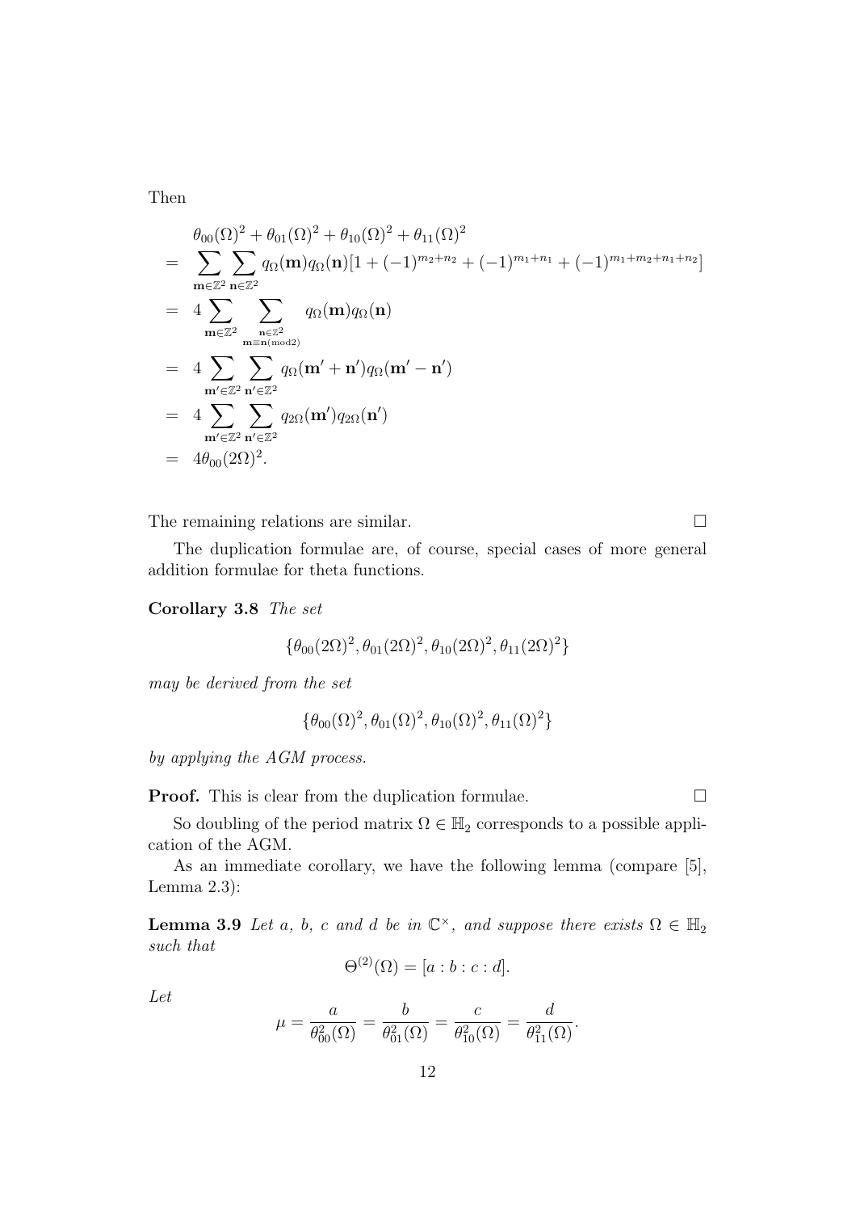Then

$$
\begin{aligned}
& \theta_{00}(\Omega)^2+\theta_{01}(\Omega)^2+\theta_{10}(\Omega)^2+\theta_{11}(\Omega)^2 \\
= & \sum_{\mathbf{m}\in\mathbb{Z}^2}\sum_{\mathbf{n}\in\mathbb{Z}^2} q_\Omega(\mathbf{m})q_\Omega(\mathbf{n})[1+(-1)^{m_2+n_2}+(-1)^{m_1+n_1}+(-1)^{m_1+m_2+n_1+n_2}] \\
= & \; 4\sum_{\mathbf{m}\in\mathbb{Z}^2}\sum_{\substack{\mathbf{n}\in\mathbb{Z}^2 \\ \mathbf{m}\equiv\mathbf{n} (\mathrm{mod} 2)}} q_\Omega(\mathbf{m})q_\Omega(\mathbf{n}) \\
= & \; 4\sum_{\mathbf{m}'\in\mathbb{Z}^2}\sum_{\mathbf{n}'\in\mathbb{Z}^2} q_\Omega(\mathbf{m}'+\mathbf{n}')q_\Omega(\mathbf{m}'-\mathbf{n}') \\
= & \; 4\sum_{\mathbf{m}'\in\mathbb{Z}^2}\sum_{\mathbf{n}'\in\mathbb{Z}^2} q_{2\Omega}(\mathbf{m}')q_{2\Omega}(\mathbf{n}') \\
= & \; 4\theta_{00}(2\Omega)^2.
\end{aligned}
$$

The remaining relations are similar. □

The duplication formulae are, of course, special cases of more general addition formulae for theta functions.

**Corollary 3.8** *The set*

$$\{\theta_{00}(2\Omega)^2, \theta_{01}(2\Omega)^2, \theta_{10}(2\Omega)^2, \theta_{11}(2\Omega)^2\}$$

*may be derived from the set*

$$\{\theta_{00}(\Omega)^2, \theta_{01}(\Omega)^2, \theta_{10}(\Omega)^2, \theta_{11}(\Omega)^2\}$$

*by applying the AGM process.*

**Proof.** This is clear from the duplication formulae. □

So doubling of the period matrix $\Omega \in \mathbb{H}_2$ corresponds to a possible application of the AGM.

As an immediate corollary, we have the following lemma (compare [5], Lemma 2.3):

**Lemma 3.9** *Let $a$, $b$, $c$ and $d$ be in $\mathbb{C}^\times$, and suppose there exists $\Omega \in \mathbb{H}_2$ such that*

$$\Theta^{(2)}(\Omega) = [a : b : c : d].$$

*Let*

$$\mu = \frac{a}{\theta_{00}^2(\Omega)} = \frac{b}{\theta_{01}^2(\Omega)} = \frac{c}{\theta_{10}^2(\Omega)} = \frac{d}{\theta_{11}^2(\Omega)}.$$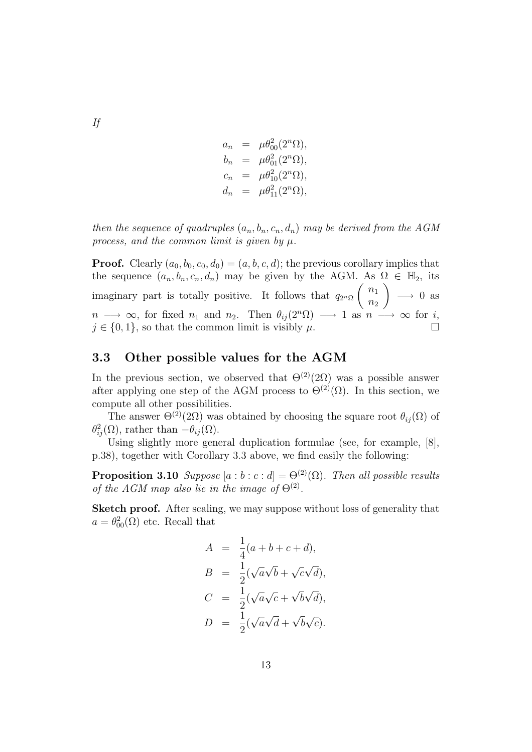*If*

$$
\begin{aligned}
a_n &= \mu\theta_{00}^2(2^n\Omega), \\
b_n &= \mu\theta_{01}^2(2^n\Omega), \\
c_n &= \mu\theta_{10}^2(2^n\Omega), \\
d_n &= \mu\theta_{11}^2(2^n\Omega),
\end{aligned}
$$

*then the sequence of quadruples $(a_n, b_n, c_n, d_n)$ may be derived from the AGM process, and the common limit is given by $\mu$.*

**Proof.** Clearly $(a_0, b_0, c_0, d_0) = (a, b, c, d)$; the previous corollary implies that the sequence $(a_n, b_n, c_n, d_n)$ may be given by the AGM. As $\Omega \in \mathbb{H}_2$, its imaginary part is totally positive. It follows that $q_{2^n\Omega}\begin{pmatrix} n_1 \\ n_2 \end{pmatrix} \longrightarrow 0$ as $n \longrightarrow \infty$, for fixed $n_1$ and $n_2$. Then $\theta_{ij}(2^n\Omega) \longrightarrow 1$ as $n \longrightarrow \infty$ for $i$, $j \in \{0, 1\}$, so that the common limit is visibly $\mu$. □

## 3.3 Other possible values for the AGM

In the previous section, we observed that $\Theta^{(2)}(2\Omega)$ was a possible answer after applying one step of the AGM process to $\Theta^{(2)}(\Omega)$. In this section, we compute all other possibilities.

The answer $\Theta^{(2)}(2\Omega)$ was obtained by choosing the square root $\theta_{ij}(\Omega)$ of $\theta_{ij}^2(\Omega)$, rather than $-\theta_{ij}(\Omega)$.

Using slightly more general duplication formulae (see, for example, [8], p.38), together with Corollary 3.3 above, we find easily the following:

**Proposition 3.10** *Suppose $[a : b : c : d] = \Theta^{(2)}(\Omega)$. Then all possible results of the AGM map also lie in the image of $\Theta^{(2)}$.*

**Sketch proof.** After scaling, we may suppose without loss of generality that $a = \theta_{00}^2(\Omega)$ etc. Recall that

$$
\begin{aligned}
A &= \frac{1}{4}(a + b + c + d), \\
B &= \frac{1}{2}(\sqrt{a}\sqrt{b} + \sqrt{c}\sqrt{d}), \\
C &= \frac{1}{2}(\sqrt{a}\sqrt{c} + \sqrt{b}\sqrt{d}), \\
D &= \frac{1}{2}(\sqrt{a}\sqrt{d} + \sqrt{b}\sqrt{c}).
\end{aligned}
$$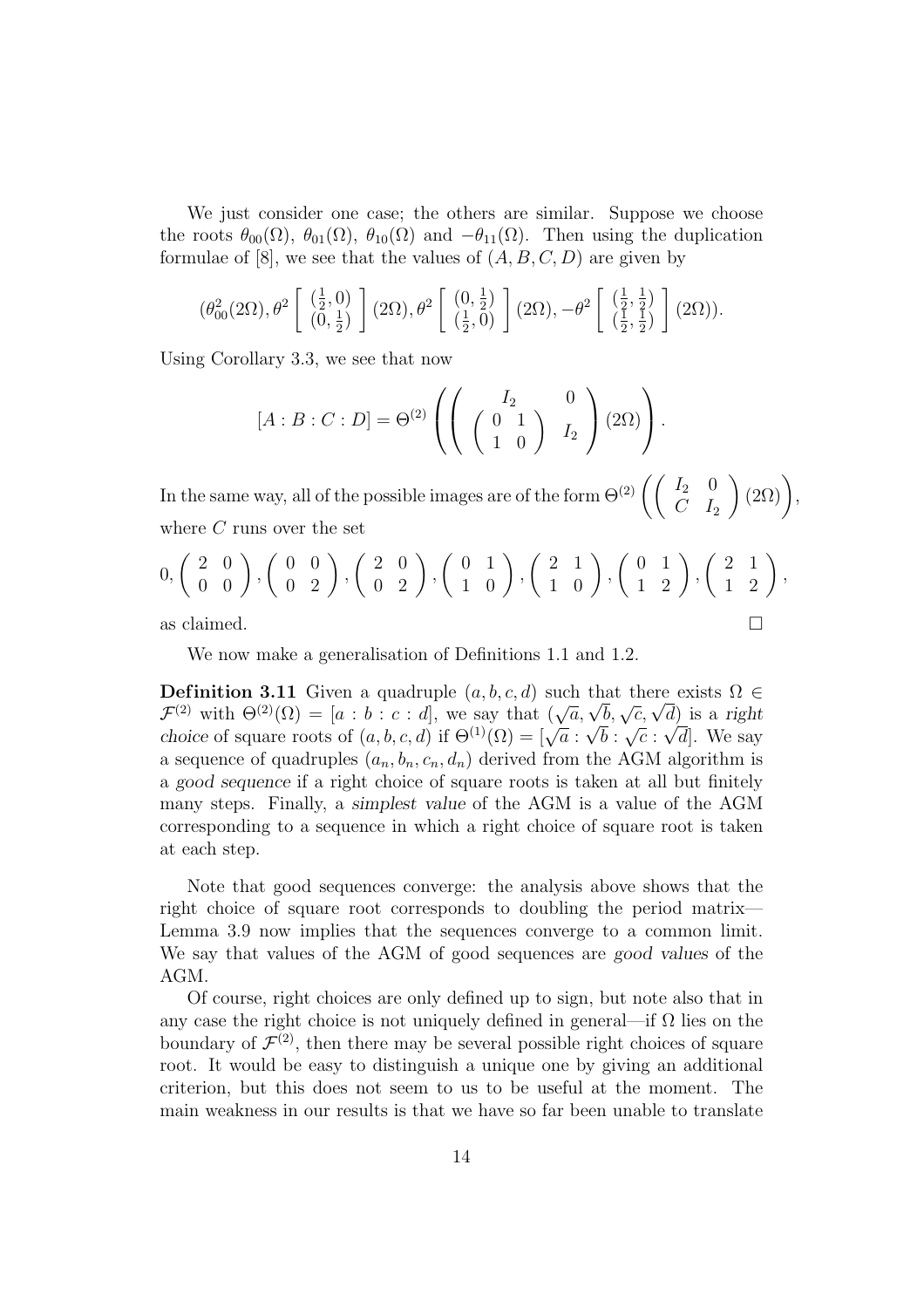We just consider one case; the others are similar. Suppose we choose the roots $\theta_{00}(\Omega)$, $\theta_{01}(\Omega)$, $\theta_{10}(\Omega)$ and $-\theta_{11}(\Omega)$. Then using the duplication formulae of [8], we see that the values of $(A, B, C, D)$ are given by

$$(\theta_{00}^2(2\Omega), \theta^2 \left[ \begin{array}{c} (\frac{1}{2}, 0) \\ (0, \frac{1}{2}) \end{array} \right] (2\Omega), \theta^2 \left[ \begin{array}{c} (0, \frac{1}{2}) \\ (\frac{1}{2}, 0) \end{array} \right] (2\Omega), -\theta^2 \left[ \begin{array}{c} (\frac{1}{2}, \frac{1}{2}) \\ (\frac{1}{2}, \frac{1}{2}) \end{array} \right] (2\Omega)).$$

Using Corollary 3.3, we see that now

$$[A : B : C : D] = \Theta^{(2)} \left( \left( \begin{array}{cc} I_2 & 0 \\ \left( \begin{array}{cc} 0 & 1 \\ 1 & 0 \end{array} \right) & I_2 \end{array} \right) (2\Omega) \right).$$

In the same way, all of the possible images are of the form $\Theta^{(2)} \left( \left( \begin{array}{cc} I_2 & 0 \\ C & I_2 \end{array} \right) (2\Omega) \right)$, where $C$ runs over the set

$$0, \left( \begin{array}{cc} 2 & 0 \\ 0 & 0 \end{array} \right), \left( \begin{array}{cc} 0 & 0 \\ 0 & 2 \end{array} \right), \left( \begin{array}{cc} 2 & 0 \\ 0 & 2 \end{array} \right), \left( \begin{array}{cc} 0 & 1 \\ 1 & 0 \end{array} \right), \left( \begin{array}{cc} 2 & 1 \\ 1 & 0 \end{array} \right), \left( \begin{array}{cc} 0 & 1 \\ 1 & 2 \end{array} \right), \left( \begin{array}{cc} 2 & 1 \\ 1 & 2 \end{array} \right),$$

as claimed. □

We now make a generalisation of Definitions 1.1 and 1.2.

**Definition 3.11** Given a quadruple $(a, b, c, d)$ such that there exists $\Omega \in \mathcal{F}^{(2)}$ with $\Theta^{(2)}(\Omega) = [a : b : c : d]$, we say that $(\sqrt{a}, \sqrt{b}, \sqrt{c}, \sqrt{d})$ is a *right choice* of square roots of $(a, b, c, d)$ if $\Theta^{(1)}(\Omega) = [\sqrt{a} : \sqrt{b} : \sqrt{c} : \sqrt{d}]$. We say a sequence of quadruples $(a_n, b_n, c_n, d_n)$ derived from the AGM algorithm is a *good sequence* if a right choice of square roots is taken at all but finitely many steps. Finally, a *simplest value* of the AGM is a value of the AGM corresponding to a sequence in which a right choice of square root is taken at each step.

Note that good sequences converge: the analysis above shows that the right choice of square root corresponds to doubling the period matrix—Lemma 3.9 now implies that the sequences converge to a common limit. We say that values of the AGM of good sequences are *good values* of the AGM.

Of course, right choices are only defined up to sign, but note also that in any case the right choice is not uniquely defined in general—if $\Omega$ lies on the boundary of $\mathcal{F}^{(2)}$, then there may be several possible right choices of square root. It would be easy to distinguish a unique one by giving an additional criterion, but this does not seem to us to be useful at the moment. The main weakness in our results is that we have so far been unable to translate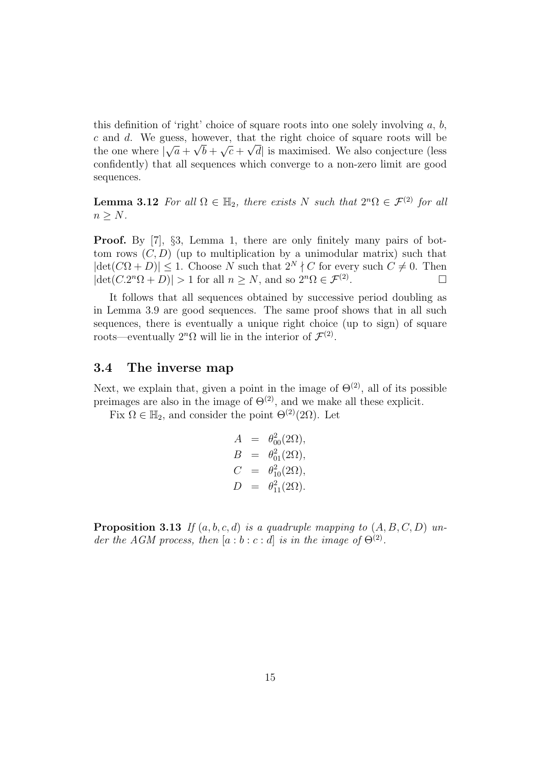this definition of 'right' choice of square roots into one solely involving $a$, $b$, $c$ and $d$. We guess, however, that the right choice of square roots will be the one where $|\sqrt{a}+\sqrt{b}+\sqrt{c}+\sqrt{d}|$ is maximised. We also conjecture (less confidently) that all sequences which converge to a non-zero limit are good sequences.

**Lemma 3.12** *For all $\Omega \in \mathbb{H}_2$, there exists $N$ such that $2^n\Omega \in \mathcal{F}^{(2)}$ for all $n \geq N$.*

**Proof.** By [7], §3, Lemma 1, there are only finitely many pairs of bottom rows $(C, D)$ (up to multiplication by a unimodular matrix) such that $|\det(C\Omega + D)| \leq 1$. Choose $N$ such that $2^N \nmid C$ for every such $C \neq 0$. Then $|\det(C.2^n\Omega + D)| > 1$ for all $n \geq N$, and so $2^n\Omega \in \mathcal{F}^{(2)}$. □

It follows that all sequences obtained by successive period doubling as in Lemma 3.9 are good sequences. The same proof shows that in all such sequences, there is eventually a unique right choice (up to sign) of square roots—eventually $2^n\Omega$ will lie in the interior of $\mathcal{F}^{(2)}$.

## 3.4 The inverse map

Next, we explain that, given a point in the image of $\Theta^{(2)}$, all of its possible preimages are also in the image of $\Theta^{(2)}$, and we make all these explicit.

Fix $\Omega \in \mathbb{H}_2$, and consider the point $\Theta^{(2)}(2\Omega)$. Let

$$
\begin{aligned}
A &= \theta_{00}^2(2\Omega), \\
B &= \theta_{01}^2(2\Omega), \\
C &= \theta_{10}^2(2\Omega), \\
D &= \theta_{11}^2(2\Omega).
\end{aligned}
$$

**Proposition 3.13** *If $(a, b, c, d)$ is a quadruple mapping to $(A, B, C, D)$ under the AGM process, then $[a : b : c : d]$ is in the image of $\Theta^{(2)}$.*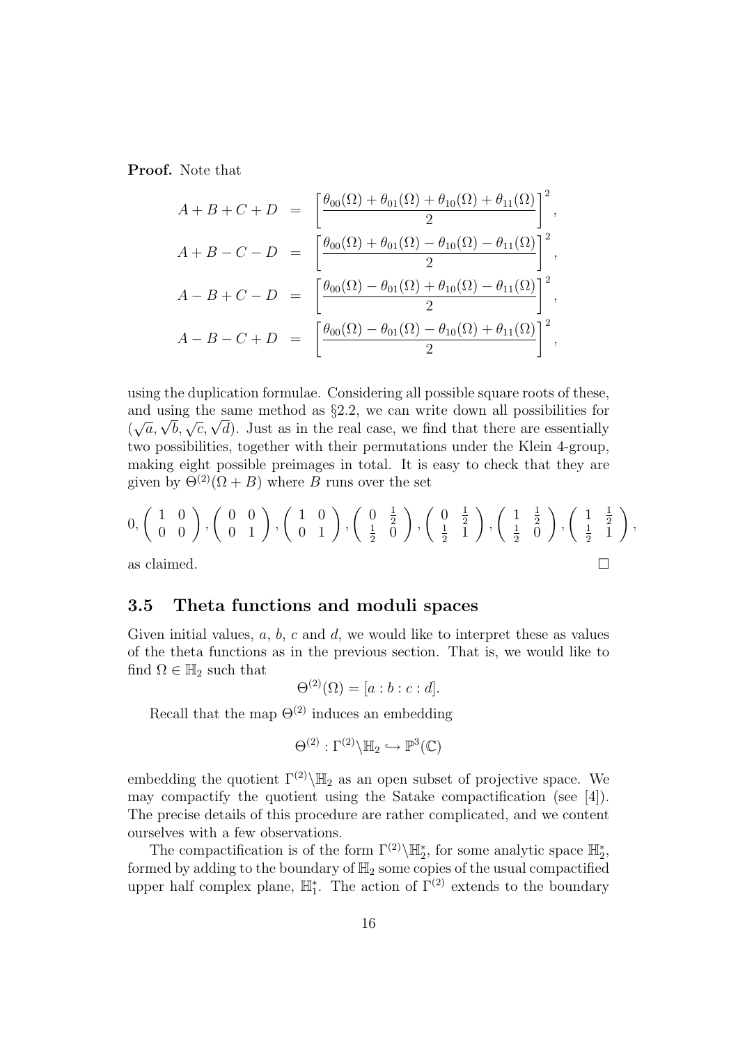**Proof.** Note that

$$
\begin{aligned}
A+B+C+D &= \left[\frac{\theta_{00}(\Omega)+\theta_{01}(\Omega)+\theta_{10}(\Omega)+\theta_{11}(\Omega)}{2}\right]^2, \\
A+B-C-D &= \left[\frac{\theta_{00}(\Omega)+\theta_{01}(\Omega)-\theta_{10}(\Omega)-\theta_{11}(\Omega)}{2}\right]^2, \\
A-B+C-D &= \left[\frac{\theta_{00}(\Omega)-\theta_{01}(\Omega)+\theta_{10}(\Omega)-\theta_{11}(\Omega)}{2}\right]^2, \\
A-B-C+D &= \left[\frac{\theta_{00}(\Omega)-\theta_{01}(\Omega)-\theta_{10}(\Omega)+\theta_{11}(\Omega)}{2}\right]^2,
\end{aligned}
$$

using the duplication formulae. Considering all possible square roots of these, and using the same method as §2.2, we can write down all possibilities for $(\sqrt{a}, \sqrt{b}, \sqrt{c}, \sqrt{d})$. Just as in the real case, we find that there are essentially two possibilities, together with their permutations under the Klein 4-group, making eight possible preimages in total. It is easy to check that they are given by $\Theta^{(2)}(\Omega + B)$ where $B$ runs over the set

$$
0, \begin{pmatrix} 1 & 0 \\ 0 & 0 \end{pmatrix}, \begin{pmatrix} 0 & 0 \\ 0 & 1 \end{pmatrix}, \begin{pmatrix} 1 & 0 \\ 0 & 1 \end{pmatrix}, \begin{pmatrix} 0 & \frac{1}{2} \\ \frac{1}{2} & 0 \end{pmatrix}, \begin{pmatrix} 0 & \frac{1}{2} \\ \frac{1}{2} & 1 \end{pmatrix}, \begin{pmatrix} 1 & \frac{1}{2} \\ \frac{1}{2} & 0 \end{pmatrix}, \begin{pmatrix} 1 & \frac{1}{2} \\ \frac{1}{2} & 1 \end{pmatrix},
$$

as claimed. □

### 3.5 Theta functions and moduli spaces

Given initial values, $a$, $b$, $c$ and $d$, we would like to interpret these as values of the theta functions as in the previous section. That is, we would like to find $\Omega \in \mathbb{H}_2$ such that

$$
\Theta^{(2)}(\Omega) = [a : b : c : d].
$$

Recall that the map $\Theta^{(2)}$ induces an embedding

$$
\Theta^{(2)} : \Gamma^{(2)} \backslash \mathbb{H}_2 \hookrightarrow \mathbb{P}^3(\mathbb{C})
$$

embedding the quotient $\Gamma^{(2)} \backslash \mathbb{H}_2$ as an open subset of projective space. We may compactify the quotient using the Satake compactification (see [4]). The precise details of this procedure are rather complicated, and we content ourselves with a few observations.

The compactification is of the form $\Gamma^{(2)} \backslash \mathbb{H}_2^*$, for some analytic space $\mathbb{H}_2^*$, formed by adding to the boundary of $\mathbb{H}_2$ some copies of the usual compactified upper half complex plane, $\mathbb{H}_1^*$. The action of $\Gamma^{(2)}$ extends to the boundary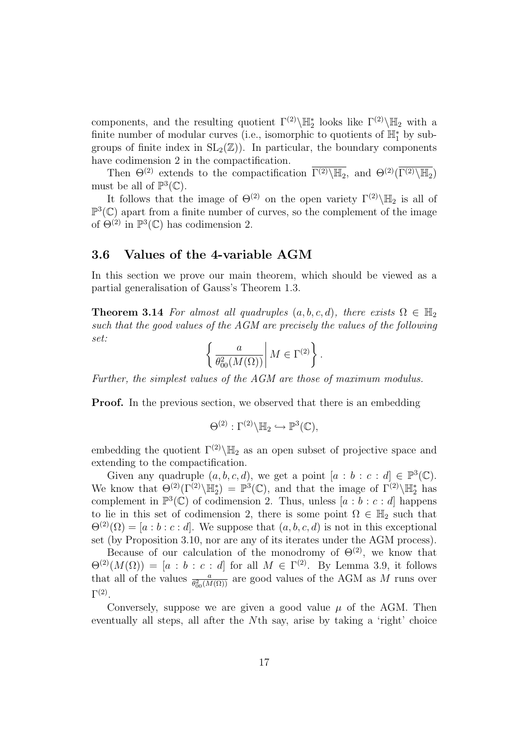components, and the resulting quotient $\Gamma^{(2)}\backslash\mathbb{H}_2^*$ looks like $\Gamma^{(2)}\backslash\mathbb{H}_2$ with a finite number of modular curves (i.e., isomorphic to quotients of $\mathbb{H}_1^*$ by subgroups of finite index in $\mathrm{SL}_2(\mathbb{Z})$). In particular, the boundary components have codimension 2 in the compactification.

Then $\Theta^{(2)}$ extends to the compactification $\overline{\Gamma^{(2)}\backslash\mathbb{H}_2}$, and $\Theta^{(2)}(\overline{\Gamma^{(2)}\backslash\mathbb{H}_2})$ must be all of $\mathbb{P}^3(\mathbb{C})$.

It follows that the image of $\Theta^{(2)}$ on the open variety $\Gamma^{(2)}\backslash\mathbb{H}_2$ is all of $\mathbb{P}^3(\mathbb{C})$ apart from a finite number of curves, so the complement of the image of $\Theta^{(2)}$ in $\mathbb{P}^3(\mathbb{C})$ has codimension 2.

## 3.6 Values of the 4-variable AGM

In this section we prove our main theorem, which should be viewed as a partial generalisation of Gauss's Theorem 1.3.

**Theorem 3.14** *For almost all quadruples $(a,b,c,d)$, there exists $\Omega \in \mathbb{H}_2$ such that the good values of the AGM are precisely the values of the following set:*

$$\left\{ \frac{a}{\theta_{00}^2(M(\Omega))} \middle| \, M \in \Gamma^{(2)} \right\}.$$

*Further, the simplest values of the AGM are those of maximum modulus.*

**Proof.** In the previous section, we observed that there is an embedding

$$\Theta^{(2)} : \Gamma^{(2)}\backslash\mathbb{H}_2 \hookrightarrow \mathbb{P}^3(\mathbb{C}),$$

embedding the quotient $\Gamma^{(2)}\backslash\mathbb{H}_2$ as an open subset of projective space and extending to the compactification.

Given any quadruple $(a,b,c,d)$, we get a point $[a:b:c:d] \in \mathbb{P}^3(\mathbb{C})$. We know that $\Theta^{(2)}(\Gamma^{(2)}\backslash\mathbb{H}_2^*) = \mathbb{P}^3(\mathbb{C})$, and that the image of $\Gamma^{(2)}\backslash\mathbb{H}_2^*$ has complement in $\mathbb{P}^3(\mathbb{C})$ of codimension 2. Thus, unless $[a:b:c:d]$ happens to lie in this set of codimension 2, there is some point $\Omega \in \mathbb{H}_2$ such that $\Theta^{(2)}(\Omega) = [a:b:c:d]$. We suppose that $(a,b,c,d)$ is not in this exceptional set (by Proposition 3.10, nor are any of its iterates under the AGM process).

Because of our calculation of the monodromy of $\Theta^{(2)}$, we know that $\Theta^{(2)}(M(\Omega)) = [a:b:c:d]$ for all $M \in \Gamma^{(2)}$. By Lemma 3.9, it follows that all of the values $\frac{a}{\theta_{00}^2(M(\Omega))}$ are good values of the AGM as $M$ runs over $\Gamma^{(2)}$.

Conversely, suppose we are given a good value $\mu$ of the AGM. Then eventually all steps, all after the $N$th say, arise by taking a 'right' choice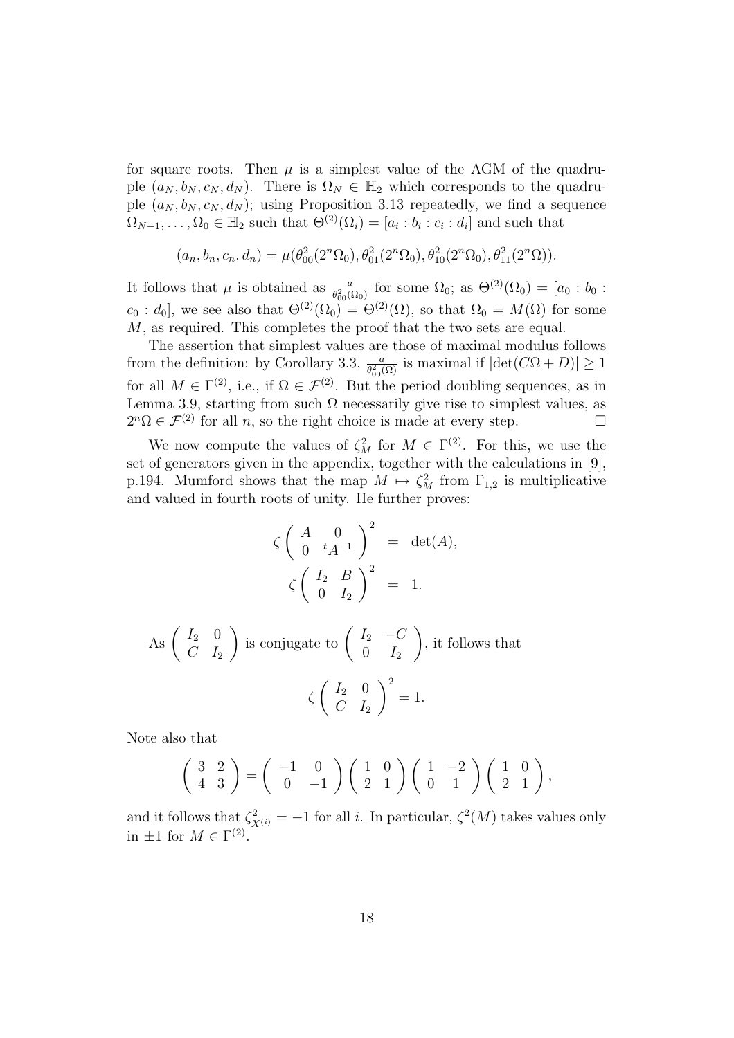for square roots. Then $\mu$ is a simplest value of the AGM of the quadruple $(a_N, b_N, c_N, d_N)$. There is $\Omega_N \in \mathbb{H}_2$ which corresponds to the quadruple $(a_N, b_N, c_N, d_N)$; using Proposition 3.13 repeatedly, we find a sequence $\Omega_{N-1}, \ldots, \Omega_0 \in \mathbb{H}_2$ such that $\Theta^{(2)}(\Omega_i) = [a_i : b_i : c_i : d_i]$ and such that

$$(a_n, b_n, c_n, d_n) = \mu(\theta_{00}^2(2^n\Omega_0), \theta_{01}^2(2^n\Omega_0), \theta_{10}^2(2^n\Omega_0), \theta_{11}^2(2^n\Omega)).$$

It follows that $\mu$ is obtained as $\frac{a}{\theta_{00}^2(\Omega_0)}$ for some $\Omega_0$; as $\Theta^{(2)}(\Omega_0) = [a_0 : b_0 : c_0 : d_0]$, we see also that $\Theta^{(2)}(\Omega_0) = \Theta^{(2)}(\Omega)$, so that $\Omega_0 = M(\Omega)$ for some $M$, as required. This completes the proof that the two sets are equal.

The assertion that simplest values are those of maximal modulus follows from the definition: by Corollary 3.3, $\frac{a}{\theta_{00}^2(\Omega)}$ is maximal if $|\det(C\Omega + D)| \geq 1$ for all $M \in \Gamma^{(2)}$, i.e., if $\Omega \in \mathcal{F}^{(2)}$. But the period doubling sequences, as in Lemma 3.9, starting from such $\Omega$ necessarily give rise to simplest values, as $2^n\Omega \in \mathcal{F}^{(2)}$ for all $n$, so the right choice is made at every step. □

We now compute the values of $\zeta_M^2$ for $M \in \Gamma^{(2)}$. For this, we use the set of generators given in the appendix, together with the calculations in [9], p.194. Mumford shows that the map $M \mapsto \zeta_M^2$ from $\Gamma_{1,2}$ is multiplicative and valued in fourth roots of unity. He further proves:

$$\zeta\begin{pmatrix} A & 0 \\ 0 & {}^tA^{-1} \end{pmatrix}^2 = \det(A),$$

$$\zeta\begin{pmatrix} I_2 & B \\ 0 & I_2 \end{pmatrix}^2 = 1.$$

As $\begin{pmatrix} I_2 & 0 \\ C & I_2 \end{pmatrix}$ is conjugate to $\begin{pmatrix} I_2 & -C \\ 0 & I_2 \end{pmatrix}$, it follows that

$$\zeta\begin{pmatrix} I_2 & 0 \\ C & I_2 \end{pmatrix}^2 = 1.$$

Note also that

$$\begin{pmatrix} 3 & 2 \\ 4 & 3 \end{pmatrix} = \begin{pmatrix} -1 & 0 \\ 0 & -1 \end{pmatrix}\begin{pmatrix} 1 & 0 \\ 2 & 1 \end{pmatrix}\begin{pmatrix} 1 & -2 \\ 0 & 1 \end{pmatrix}\begin{pmatrix} 1 & 0 \\ 2 & 1 \end{pmatrix},$$

and it follows that $\zeta_{X^{(i)}}^2 = -1$ for all $i$. In particular, $\zeta^2(M)$ takes values only in $\pm 1$ for $M \in \Gamma^{(2)}$.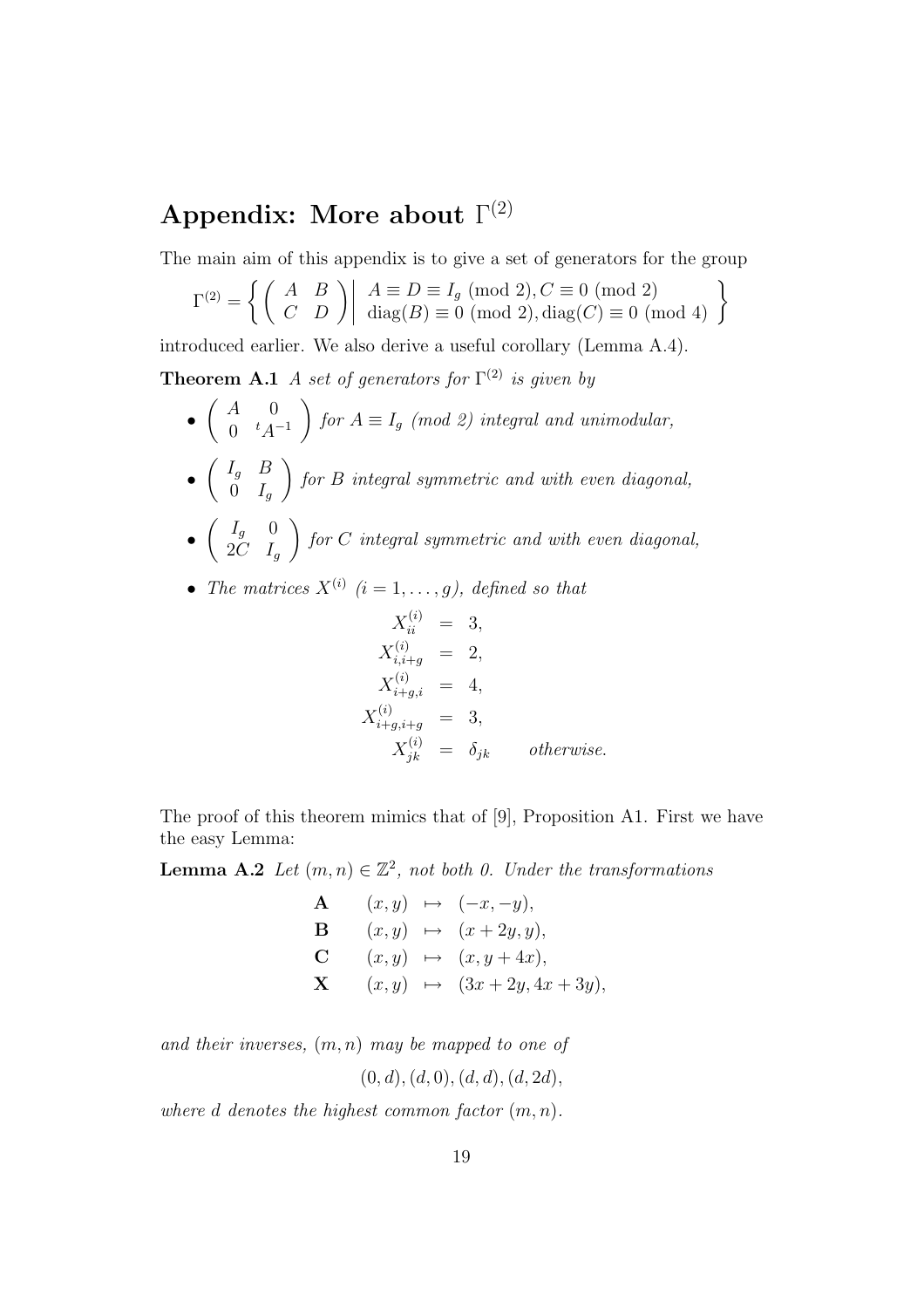## Appendix: More about $\Gamma^{(2)}$

The main aim of this appendix is to give a set of generators for the group

$$\Gamma^{(2)} = \left\{ \left( \begin{array}{cc} A & B \\ C & D \end{array} \right) \middle| \begin{array}{l} A \equiv D \equiv I_g \pmod 2, C \equiv 0 \pmod 2 \\ \operatorname{diag}(B) \equiv 0 \pmod 2, \operatorname{diag}(C) \equiv 0 \pmod 4 \end{array} \right\}$$

introduced earlier. We also derive a useful corollary (Lemma A.4).

**Theorem A.1** *A set of generators for $\Gamma^{(2)}$ is given by*

- $\left( \begin{array}{cc} A & 0 \\ 0 & {}^tA^{-1} \end{array} \right)$ *for $A \equiv I_g$ (mod 2) integral and unimodular,*
- $\left( \begin{array}{cc} I_g & B \\ 0 & I_g \end{array} \right)$ *for $B$ integral symmetric and with even diagonal,*
- $\left( \begin{array}{cc} I_g & 0 \\ 2C & I_g \end{array} \right)$ *for $C$ integral symmetric and with even diagonal,*
- *The matrices $X^{(i)}$ $(i = 1, \ldots, g)$, defined so that*

$$\begin{array}{rcll} X^{(i)}_{ii} & = & 3, & \\ X^{(i)}_{i,i+g} & = & 2, & \\ X^{(i)}_{i+g,i} & = & 4, & \\ X^{(i)}_{i+g,i+g} & = & 3, & \\ X^{(i)}_{jk} & = & \delta_{jk} & \quad \textit{otherwise.} \end{array}$$

The proof of this theorem mimics that of [9], Proposition A1. First we have the easy Lemma:

**Lemma A.2** *Let $(m, n) \in \mathbb{Z}^2$, not both 0. Under the transformations*

$$\begin{array}{lrcl} \mathbf{A} & (x, y) & \mapsto & (-x, -y), \\ \mathbf{B} & (x, y) & \mapsto & (x + 2y, y), \\ \mathbf{C} & (x, y) & \mapsto & (x, y + 4x), \\ \mathbf{X} & (x, y) & \mapsto & (3x + 2y, 4x + 3y), \end{array}$$

*and their inverses, $(m, n)$ may be mapped to one of*

$$(0, d), (d, 0), (d, d), (d, 2d),$$

*where $d$ denotes the highest common factor $(m, n)$.*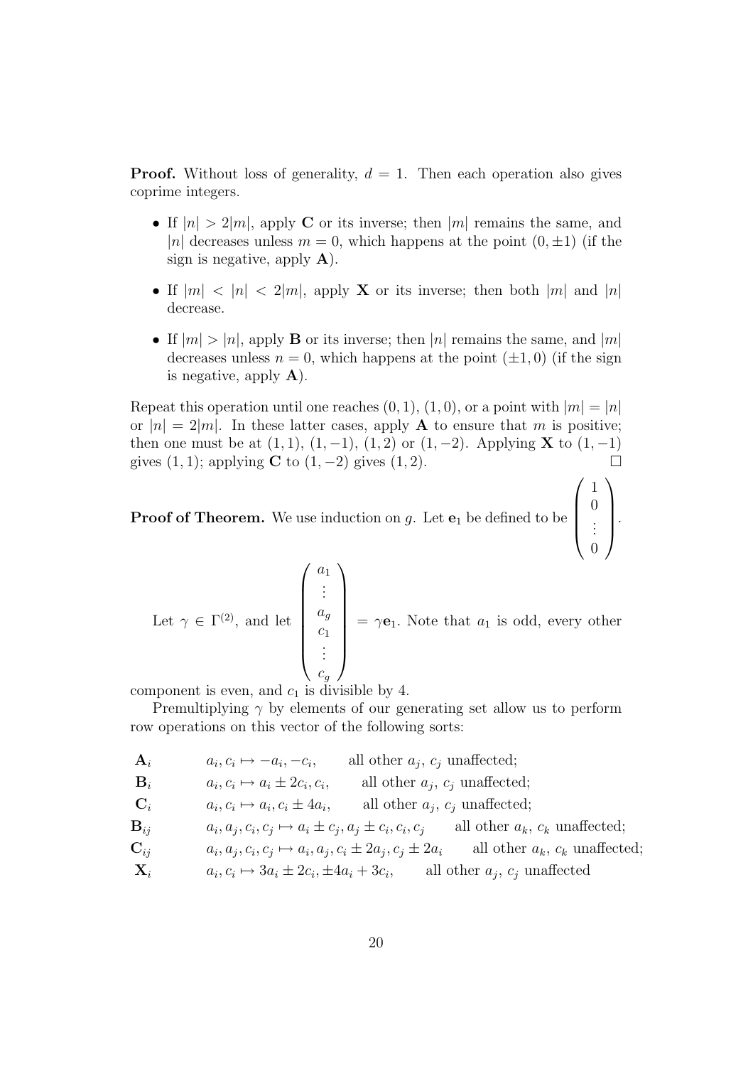**Proof.** Without loss of generality, $d = 1$. Then each operation also gives coprime integers.

- If $|n| > 2|m|$, apply $\mathbf{C}$ or its inverse; then $|m|$ remains the same, and $|n|$ decreases unless $m = 0$, which happens at the point $(0, \pm 1)$ (if the sign is negative, apply $\mathbf{A}$).
- If $|m| < |n| < 2|m|$, apply $\mathbf{X}$ or its inverse; then both $|m|$ and $|n|$ decrease.
- If $|m| > |n|$, apply $\mathbf{B}$ or its inverse; then $|n|$ remains the same, and $|m|$ decreases unless $n = 0$, which happens at the point $(\pm 1, 0)$ (if the sign is negative, apply $\mathbf{A}$).

Repeat this operation until one reaches $(0, 1)$, $(1, 0)$, or a point with $|m| = |n|$ or $|n| = 2|m|$. In these latter cases, apply $\mathbf{A}$ to ensure that $m$ is positive; then one must be at $(1, 1)$, $(1, -1)$, $(1, 2)$ or $(1, -2)$. Applying $\mathbf{X}$ to $(1, -1)$ gives $(1, 1)$; applying $\mathbf{C}$ to $(1, -2)$ gives $(1, 2)$. $\square$

**Proof of Theorem.** We use induction on $g$. Let $\mathbf{e}_1$ be defined to be $\begin{pmatrix} 1 \\ 0 \\ \vdots \\ 0 \end{pmatrix}$.

Let $\gamma \in \Gamma^{(2)}$, and let $\begin{pmatrix} a_1 \\ \vdots \\ a_g \\ c_1 \\ \vdots \\ c_g \end{pmatrix} = \gamma \mathbf{e}_1$. Note that $a_1$ is odd, every other component is even, and $c_1$ is divisible by 4.

Premultiplying $\gamma$ by elements of our generating set allow us to perform row operations on this vector of the following sorts:

| | | |
|---|---|---|
| $\mathbf{A}_i$ | $a_i, c_i \mapsto -a_i, -c_i,$ | all other $a_j$, $c_j$ unaffected; |
| $\mathbf{B}_i$ | $a_i, c_i \mapsto a_i \pm 2c_i, c_i,$ | all other $a_j$, $c_j$ unaffected; |
| $\mathbf{C}_i$ | $a_i, c_i \mapsto a_i, c_i \pm 4a_i,$ | all other $a_j$, $c_j$ unaffected; |
| $\mathbf{B}_{ij}$ | $a_i, a_j, c_i, c_j \mapsto a_i \pm c_j, a_j \pm c_i, c_i, c_j$ | all other $a_k$, $c_k$ unaffected; |
| $\mathbf{C}_{ij}$ | $a_i, a_j, c_i, c_j \mapsto a_i, a_j, c_i \pm 2a_j, c_j \pm 2a_i$ | all other $a_k$, $c_k$ unaffected; |
| $\mathbf{X}_i$ | $a_i, c_i \mapsto 3a_i \pm 2c_i, \pm 4a_i + 3c_i,$ | all other $a_j$, $c_j$ unaffected |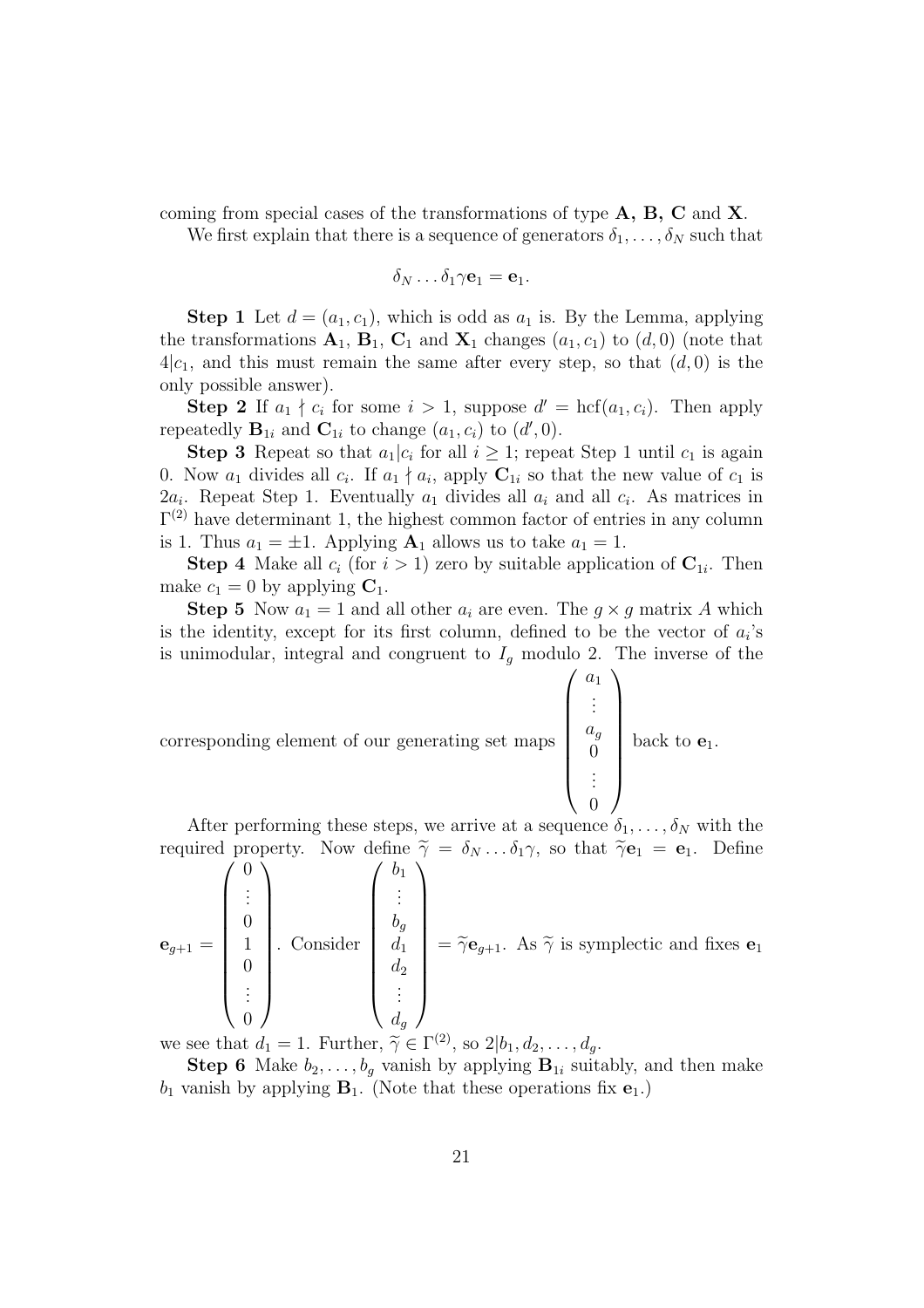coming from special cases of the transformations of type **A, B, C** and **X**.

We first explain that there is a sequence of generators $\delta_1, \ldots, \delta_N$ such that

$$\delta_N \ldots \delta_1 \gamma \mathbf{e}_1 = \mathbf{e}_1.$$

**Step 1** Let $d = (a_1, c_1)$, which is odd as $a_1$ is. By the Lemma, applying the transformations $\mathbf{A}_1$, $\mathbf{B}_1$, $\mathbf{C}_1$ and $\mathbf{X}_1$ changes $(a_1, c_1)$ to $(d, 0)$ (note that $4|c_1$, and this must remain the same after every step, so that $(d, 0)$ is the only possible answer).

**Step 2** If $a_1 \nmid c_i$ for some $i > 1$, suppose $d' = \mathrm{hcf}(a_1, c_i)$. Then apply repeatedly $\mathbf{B}_{1i}$ and $\mathbf{C}_{1i}$ to change $(a_1, c_i)$ to $(d', 0)$.

**Step 3** Repeat so that $a_1 | c_i$ for all $i \geq 1$; repeat Step 1 until $c_1$ is again 0. Now $a_1$ divides all $c_i$. If $a_1 \nmid a_i$, apply $\mathbf{C}_{1i}$ so that the new value of $c_1$ is $2a_i$. Repeat Step 1. Eventually $a_1$ divides all $a_i$ and all $c_i$. As matrices in $\Gamma^{(2)}$ have determinant 1, the highest common factor of entries in any column is 1. Thus $a_1 = \pm 1$. Applying $\mathbf{A}_1$ allows us to take $a_1 = 1$.

**Step 4** Make all $c_i$ (for $i > 1$) zero by suitable application of $\mathbf{C}_{1i}$. Then make $c_1 = 0$ by applying $\mathbf{C}_1$.

**Step 5** Now $a_1 = 1$ and all other $a_i$ are even. The $g \times g$ matrix $A$ which is the identity, except for its first column, defined to be the vector of $a_i$'s is unimodular, integral and congruent to $I_g$ modulo 2. The inverse of the corresponding element of our generating set maps $\begin{pmatrix} a_1 \\ \vdots \\ a_g \\ 0 \\ \vdots \\ 0 \end{pmatrix}$ back to $\mathbf{e}_1$.

After performing these steps, we arrive at a sequence $\delta_1, \ldots, \delta_N$ with the required property. Now define $\widetilde{\gamma} = \delta_N \ldots \delta_1 \gamma$, so that $\widetilde{\gamma}\mathbf{e}_1 = \mathbf{e}_1$. Define $\mathbf{e}_{g+1} = \begin{pmatrix} 0 \\ \vdots \\ 0 \\ 1 \\ 0 \\ \vdots \\ 0 \end{pmatrix}$. Consider $\begin{pmatrix} b_1 \\ \vdots \\ b_g \\ d_1 \\ d_2 \\ \vdots \\ d_g \end{pmatrix} = \widetilde{\gamma}\mathbf{e}_{g+1}$. As $\widetilde{\gamma}$ is symplectic and fixes $\mathbf{e}_1$ we see that $d_1 = 1$. Further, $\widetilde{\gamma} \in \Gamma^{(2)}$, so $2|b_1, d_2, \ldots, d_g$.

**Step 6** Make $b_2, \ldots, b_g$ vanish by applying $\mathbf{B}_{1i}$ suitably, and then make $b_1$ vanish by applying $\mathbf{B}_1$. (Note that these operations fix $\mathbf{e}_1$.)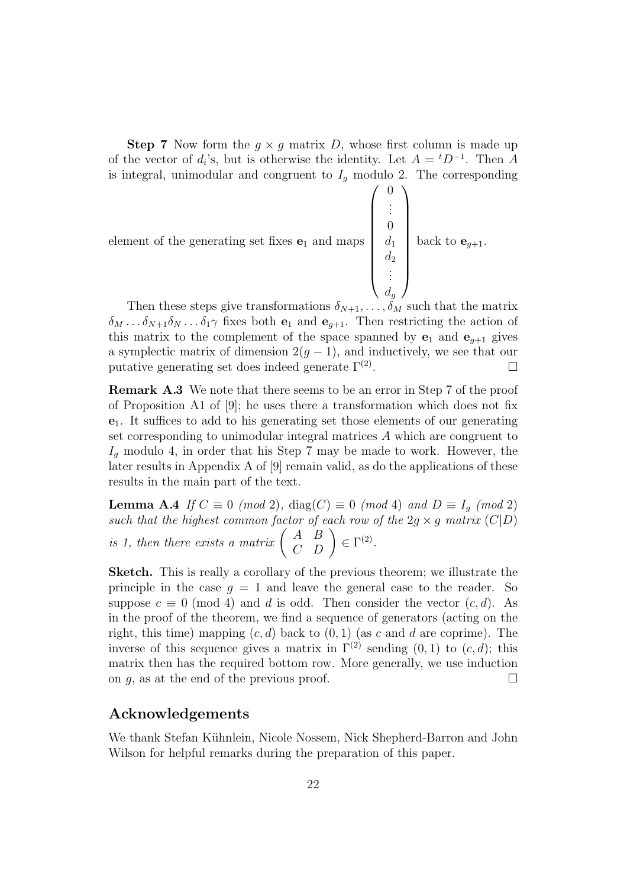**Step 7** Now form the $g \times g$ matrix $D$, whose first column is made up of the vector of $d_i$'s, but is otherwise the identity. Let $A = {}^tD^{-1}$. Then $A$ is integral, unimodular and congruent to $I_g$ modulo 2. The corresponding element of the generating set fixes $\mathbf{e}_1$ and maps $\begin{pmatrix} 0 \\ \vdots \\ 0 \\ d_1 \\ d_2 \\ \vdots \\ d_g \end{pmatrix}$ back to $\mathbf{e}_{g+1}$.

Then these steps give transformations $\delta_{N+1}, \ldots, \delta_M$ such that the matrix $\delta_M \ldots \delta_{N+1}\delta_N \ldots \delta_1\gamma$ fixes both $\mathbf{e}_1$ and $\mathbf{e}_{g+1}$. Then restricting the action of this matrix to the complement of the space spanned by $\mathbf{e}_1$ and $\mathbf{e}_{g+1}$ gives a symplectic matrix of dimension $2(g-1)$, and inductively, we see that our putative generating set does indeed generate $\Gamma^{(2)}$. $\square$

**Remark A.3** We note that there seems to be an error in Step 7 of the proof of Proposition A1 of [9]; he uses there a transformation which does not fix $\mathbf{e}_1$. It suffices to add to his generating set those elements of our generating set corresponding to unimodular integral matrices $A$ which are congruent to $I_g$ modulo 4, in order that his Step 7 may be made to work. However, the later results in Appendix A of [9] remain valid, as do the applications of these results in the main part of the text.

**Lemma A.4** *If $C \equiv 0$ (mod 2), $\operatorname{diag}(C) \equiv 0$ (mod 4) and $D \equiv I_g$ (mod 2) such that the highest common factor of each row of the $2g \times g$ matrix $(C|D)$ is 1, then there exists a matrix $\begin{pmatrix} A & B \\ C & D \end{pmatrix} \in \Gamma^{(2)}$.*

**Sketch.** This is really a corollary of the previous theorem; we illustrate the principle in the case $g = 1$ and leave the general case to the reader. So suppose $c \equiv 0$ (mod 4) and $d$ is odd. Then consider the vector $(c, d)$. As in the proof of the theorem, we find a sequence of generators (acting on the right, this time) mapping $(c, d)$ back to $(0, 1)$ (as $c$ and $d$ are coprime). The inverse of this sequence gives a matrix in $\Gamma^{(2)}$ sending $(0, 1)$ to $(c, d)$; this matrix then has the required bottom row. More generally, we use induction on $g$, as at the end of the previous proof. $\square$

## Acknowledgements

We thank Stefan Kühnlein, Nicole Nossem, Nick Shepherd-Barron and John Wilson for helpful remarks during the preparation of this paper.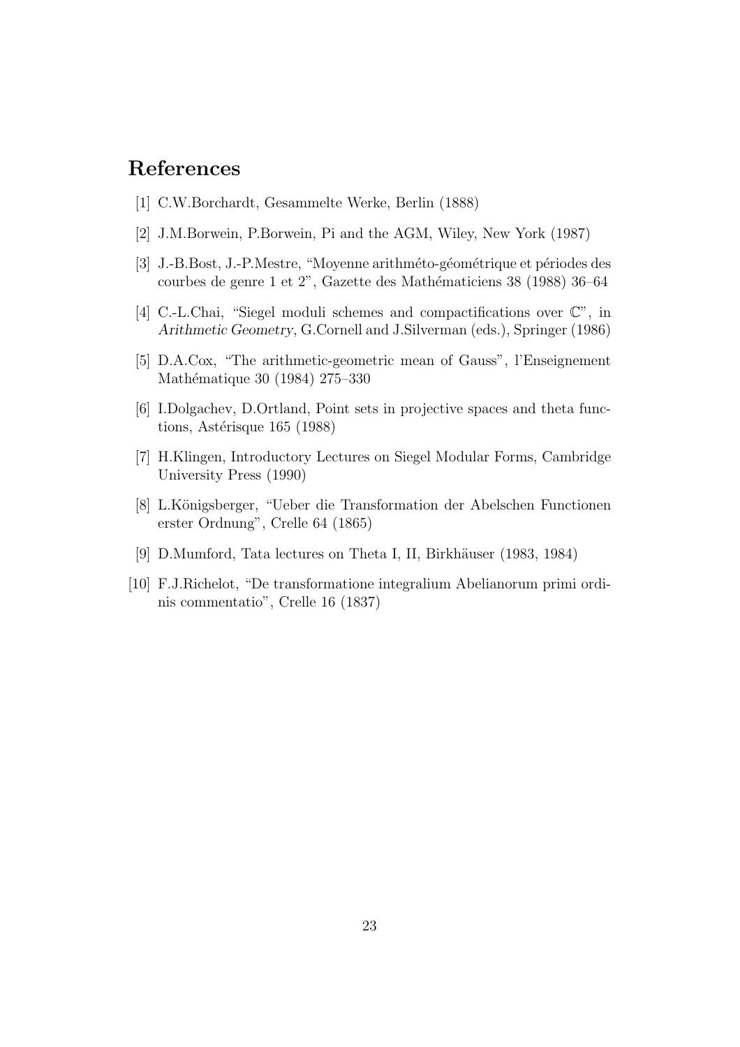## References

[1] C.W.Borchardt, Gesammelte Werke, Berlin (1888)

[2] J.M.Borwein, P.Borwein, Pi and the AGM, Wiley, New York (1987)

[3] J.-B.Bost, J.-P.Mestre, "Moyenne arithméto-géométrique et périodes des courbes de genre 1 et 2", Gazette des Mathématiciens 38 (1988) 36–64

[4] C.-L.Chai, "Siegel moduli schemes and compactifications over $\mathbb{C}$", in *Arithmetic Geometry*, G.Cornell and J.Silverman (eds.), Springer (1986)

[5] D.A.Cox, "The arithmetic-geometric mean of Gauss", l'Enseignement Mathématique 30 (1984) 275–330

[6] I.Dolgachev, D.Ortland, Point sets in projective spaces and theta functions, Astérisque 165 (1988)

[7] H.Klingen, Introductory Lectures on Siegel Modular Forms, Cambridge University Press (1990)

[8] L.Königsberger, "Ueber die Transformation der Abelschen Functionen erster Ordnung", Crelle 64 (1865)

[9] D.Mumford, Tata lectures on Theta I, II, Birkhäuser (1983, 1984)

[10] F.J.Richelot, "De transformatione integralium Abelianorum primi ordinis commentatio", Crelle 16 (1837)